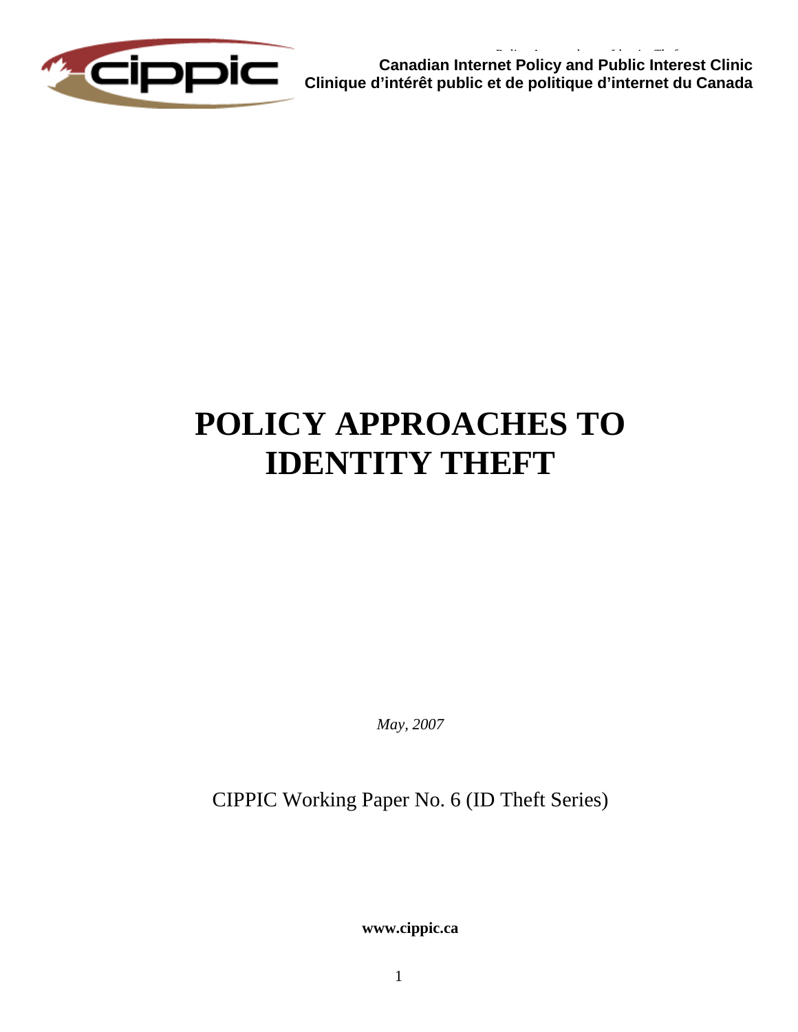**Canadian Internet Policy and Public Interest Clinic**
**Clinique d'intérêt public et de politique d'internet du Canada**

# POLICY APPROACHES TO IDENTITY THEFT

*May, 2007*

CIPPIC Working Paper No. 6 (ID Theft Series)

**www.cippic.ca**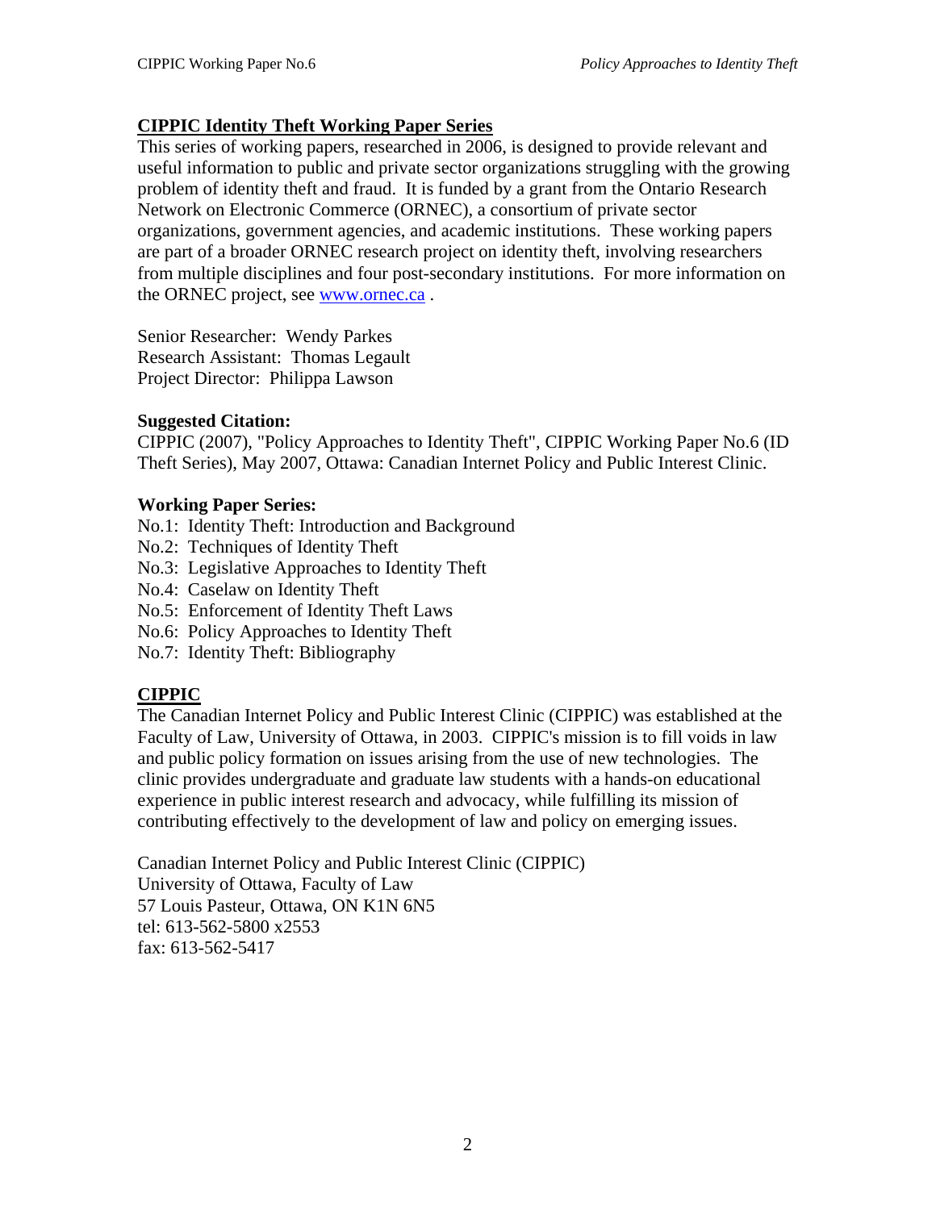## CIPPIC Identity Theft Working Paper Series

This series of working papers, researched in 2006, is designed to provide relevant and useful information to public and private sector organizations struggling with the growing problem of identity theft and fraud. It is funded by a grant from the Ontario Research Network on Electronic Commerce (ORNEC), a consortium of private sector organizations, government agencies, and academic institutions. These working papers are part of a broader ORNEC research project on identity theft, involving researchers from multiple disciplines and four post-secondary institutions. For more information on the ORNEC project, see [www.ornec.ca](www.ornec.ca) .

Senior Researcher: Wendy Parkes
Research Assistant: Thomas Legault
Project Director: Philippa Lawson

**Suggested Citation:**
CIPPIC (2007), "Policy Approaches to Identity Theft", CIPPIC Working Paper No.6 (ID Theft Series), May 2007, Ottawa: Canadian Internet Policy and Public Interest Clinic.

**Working Paper Series:**
No.1: Identity Theft: Introduction and Background
No.2: Techniques of Identity Theft
No.3: Legislative Approaches to Identity Theft
No.4: Caselaw on Identity Theft
No.5: Enforcement of Identity Theft Laws
No.6: Policy Approaches to Identity Theft
No.7: Identity Theft: Bibliography

## CIPPIC

The Canadian Internet Policy and Public Interest Clinic (CIPPIC) was established at the Faculty of Law, University of Ottawa, in 2003. CIPPIC's mission is to fill voids in law and public policy formation on issues arising from the use of new technologies. The clinic provides undergraduate and graduate law students with a hands-on educational experience in public interest research and advocacy, while fulfilling its mission of contributing effectively to the development of law and policy on emerging issues.

Canadian Internet Policy and Public Interest Clinic (CIPPIC)
University of Ottawa, Faculty of Law
57 Louis Pasteur, Ottawa, ON K1N 6N5
tel: 613-562-5800 x2553
fax: 613-562-5417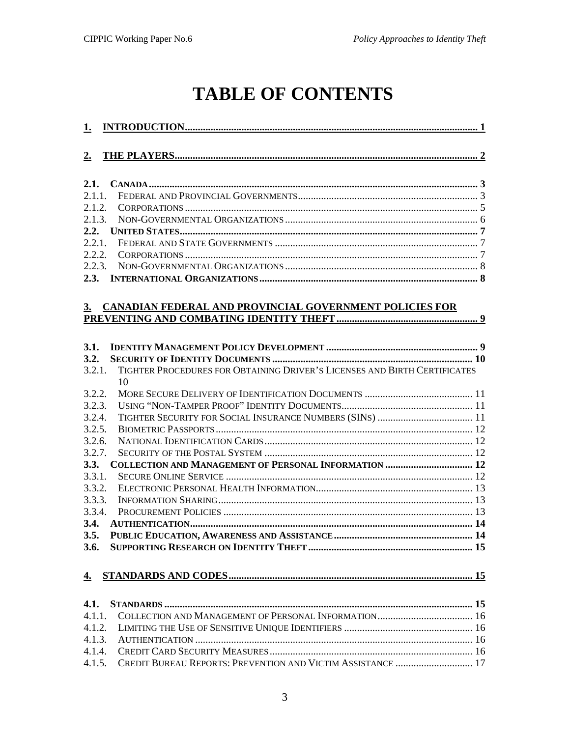# TABLE OF CONTENTS

**1. INTRODUCTION** ..... 1

**2. THE PLAYERS** ..... 2

**2.1. CANADA** ..... 3
2.1.1. FEDERAL AND PROVINCIAL GOVERNMENTS ..... 3
2.1.2. CORPORATIONS ..... 5
2.1.3. NON-GOVERNMENTAL ORGANIZATIONS ..... 6
**2.2. UNITED STATES** ..... 7
2.2.1. FEDERAL AND STATE GOVERNMENTS ..... 7
2.2.2. CORPORATIONS ..... 7
2.2.3. NON-GOVERNMENTAL ORGANIZATIONS ..... 8
**2.3. INTERNATIONAL ORGANIZATIONS** ..... 8

**3. CANADIAN FEDERAL AND PROVINCIAL GOVERNMENT POLICIES FOR PREVENTING AND COMBATING IDENTITY THEFT** ..... 9

**3.1. IDENTITY MANAGEMENT POLICY DEVELOPMENT** ..... 9
**3.2. SECURITY OF IDENTITY DOCUMENTS** ..... 10
3.2.1. TIGHTER PROCEDURES FOR OBTAINING DRIVER'S LICENSES AND BIRTH CERTIFICATES 10
3.2.2. MORE SECURE DELIVERY OF IDENTIFICATION DOCUMENTS ..... 11
3.2.3. USING "NON-TAMPER PROOF" IDENTITY DOCUMENTS ..... 11
3.2.4. TIGHTER SECURITY FOR SOCIAL INSURANCE NUMBERS (SINS) ..... 11
3.2.5. BIOMETRIC PASSPORTS ..... 12
3.2.6. NATIONAL IDENTIFICATION CARDS ..... 12
3.2.7. SECURITY OF THE POSTAL SYSTEM ..... 12
**3.3. COLLECTION AND MANAGEMENT OF PERSONAL INFORMATION** ..... 12
3.3.1. SECURE ONLINE SERVICE ..... 12
3.3.2. ELECTRONIC PERSONAL HEALTH INFORMATION ..... 13
3.3.3. INFORMATION SHARING ..... 13
3.3.4. PROCUREMENT POLICIES ..... 13
**3.4. AUTHENTICATION** ..... 14
**3.5. PUBLIC EDUCATION, AWARENESS AND ASSISTANCE** ..... 14
**3.6. SUPPORTING RESEARCH ON IDENTITY THEFT** ..... 15

**4. STANDARDS AND CODES** ..... 15

**4.1. STANDARDS** ..... 15
4.1.1. COLLECTION AND MANAGEMENT OF PERSONAL INFORMATION ..... 16
4.1.2. LIMITING THE USE OF SENSITIVE UNIQUE IDENTIFIERS ..... 16
4.1.3. AUTHENTICATION ..... 16
4.1.4. CREDIT CARD SECURITY MEASURES ..... 16
4.1.5. CREDIT BUREAU REPORTS: PREVENTION AND VICTIM ASSISTANCE ..... 17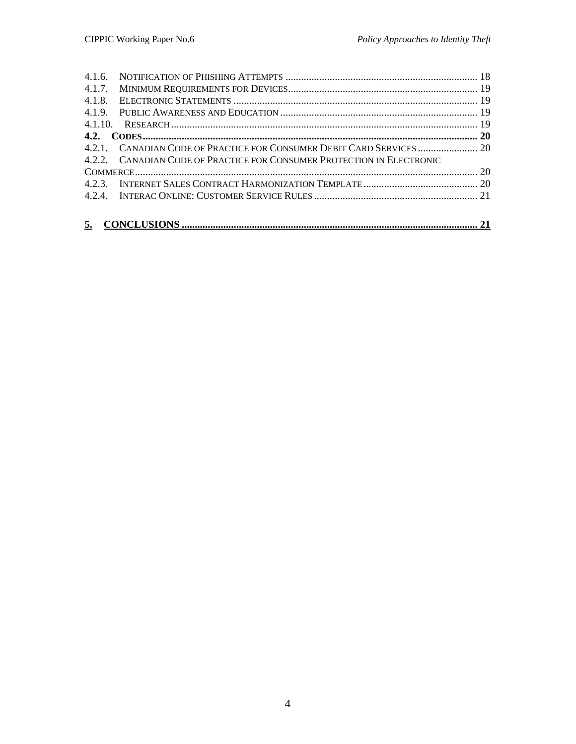4.1.6. Notification of Phishing Attempts ..... 18
4.1.7. Minimum Requirements for Devices ..... 19
4.1.8. Electronic Statements ..... 19
4.1.9. Public Awareness and Education ..... 19
4.1.10. Research ..... 19
**4.2. Codes ..... 20**
4.2.1. Canadian Code of Practice for Consumer Debit Card Services ..... 20
4.2.2. Canadian Code of Practice for Consumer Protection in Electronic Commerce ..... 20
4.2.3. Internet Sales Contract Harmonization Template ..... 20
4.2.4. Interac Online: Customer Service Rules ..... 21

**5. CONCLUSIONS ..... 21**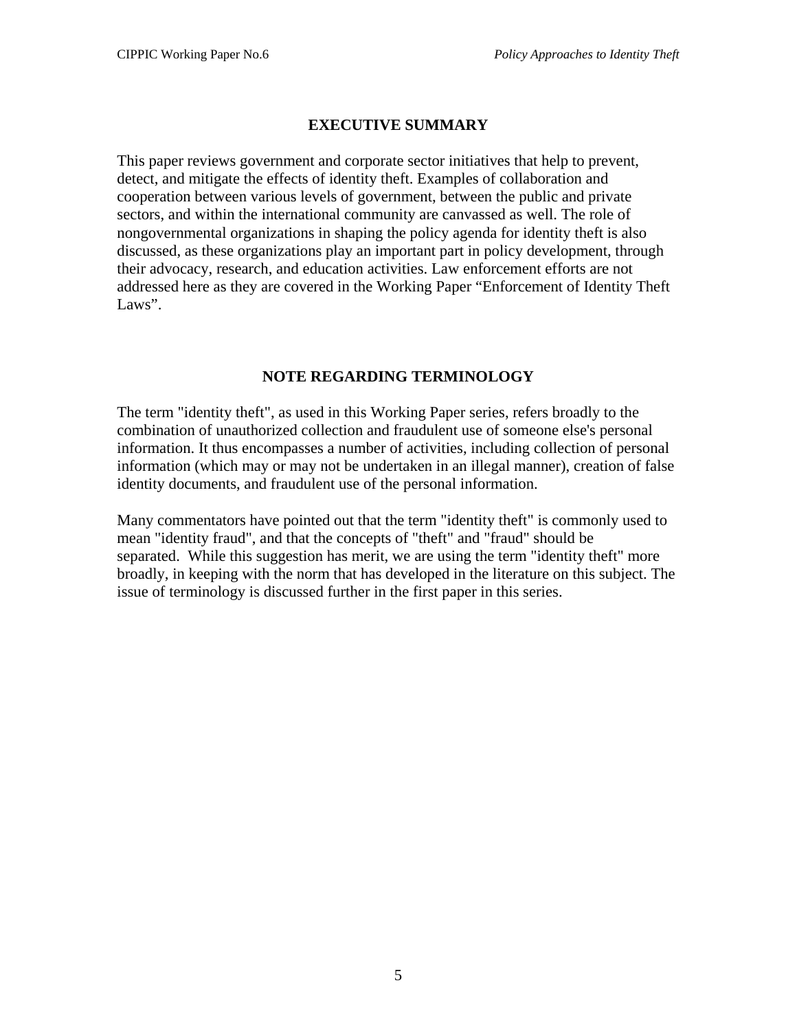## EXECUTIVE SUMMARY

This paper reviews government and corporate sector initiatives that help to prevent, detect, and mitigate the effects of identity theft. Examples of collaboration and cooperation between various levels of government, between the public and private sectors, and within the international community are canvassed as well. The role of nongovernmental organizations in shaping the policy agenda for identity theft is also discussed, as these organizations play an important part in policy development, through their advocacy, research, and education activities. Law enforcement efforts are not addressed here as they are covered in the Working Paper "Enforcement of Identity Theft Laws".

## NOTE REGARDING TERMINOLOGY

The term "identity theft", as used in this Working Paper series, refers broadly to the combination of unauthorized collection and fraudulent use of someone else's personal information. It thus encompasses a number of activities, including collection of personal information (which may or may not be undertaken in an illegal manner), creation of false identity documents, and fraudulent use of the personal information.

Many commentators have pointed out that the term "identity theft" is commonly used to mean "identity fraud", and that the concepts of "theft" and "fraud" should be separated. While this suggestion has merit, we are using the term "identity theft" more broadly, in keeping with the norm that has developed in the literature on this subject. The issue of terminology is discussed further in the first paper in this series.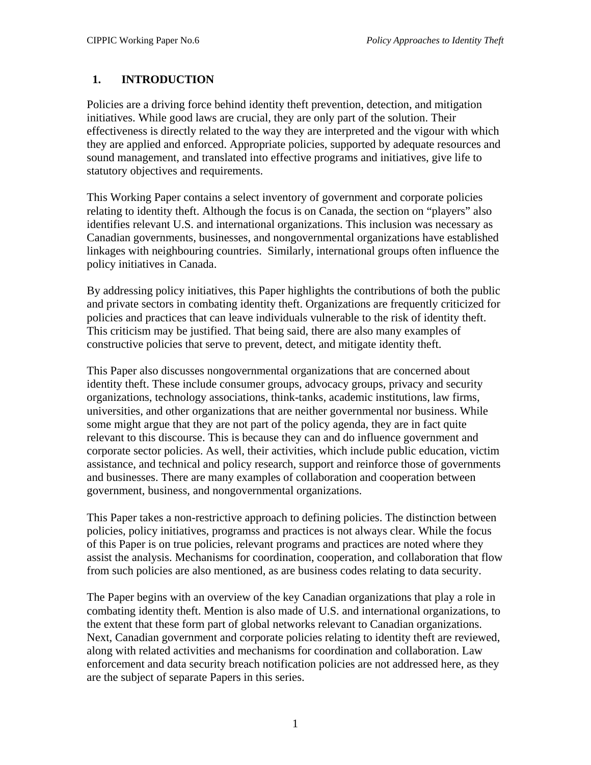## 1. INTRODUCTION

Policies are a driving force behind identity theft prevention, detection, and mitigation initiatives. While good laws are crucial, they are only part of the solution. Their effectiveness is directly related to the way they are interpreted and the vigour with which they are applied and enforced. Appropriate policies, supported by adequate resources and sound management, and translated into effective programs and initiatives, give life to statutory objectives and requirements.

This Working Paper contains a select inventory of government and corporate policies relating to identity theft. Although the focus is on Canada, the section on "players" also identifies relevant U.S. and international organizations. This inclusion was necessary as Canadian governments, businesses, and nongovernmental organizations have established linkages with neighbouring countries. Similarly, international groups often influence the policy initiatives in Canada.

By addressing policy initiatives, this Paper highlights the contributions of both the public and private sectors in combating identity theft. Organizations are frequently criticized for policies and practices that can leave individuals vulnerable to the risk of identity theft. This criticism may be justified. That being said, there are also many examples of constructive policies that serve to prevent, detect, and mitigate identity theft.

This Paper also discusses nongovernmental organizations that are concerned about identity theft. These include consumer groups, advocacy groups, privacy and security organizations, technology associations, think-tanks, academic institutions, law firms, universities, and other organizations that are neither governmental nor business. While some might argue that they are not part of the policy agenda, they are in fact quite relevant to this discourse. This is because they can and do influence government and corporate sector policies. As well, their activities, which include public education, victim assistance, and technical and policy research, support and reinforce those of governments and businesses. There are many examples of collaboration and cooperation between government, business, and nongovernmental organizations.

This Paper takes a non-restrictive approach to defining policies. The distinction between policies, policy initiatives, programss and practices is not always clear. While the focus of this Paper is on true policies, relevant programs and practices are noted where they assist the analysis. Mechanisms for coordination, cooperation, and collaboration that flow from such policies are also mentioned, as are business codes relating to data security.

The Paper begins with an overview of the key Canadian organizations that play a role in combating identity theft. Mention is also made of U.S. and international organizations, to the extent that these form part of global networks relevant to Canadian organizations. Next, Canadian government and corporate policies relating to identity theft are reviewed, along with related activities and mechanisms for coordination and collaboration. Law enforcement and data security breach notification policies are not addressed here, as they are the subject of separate Papers in this series.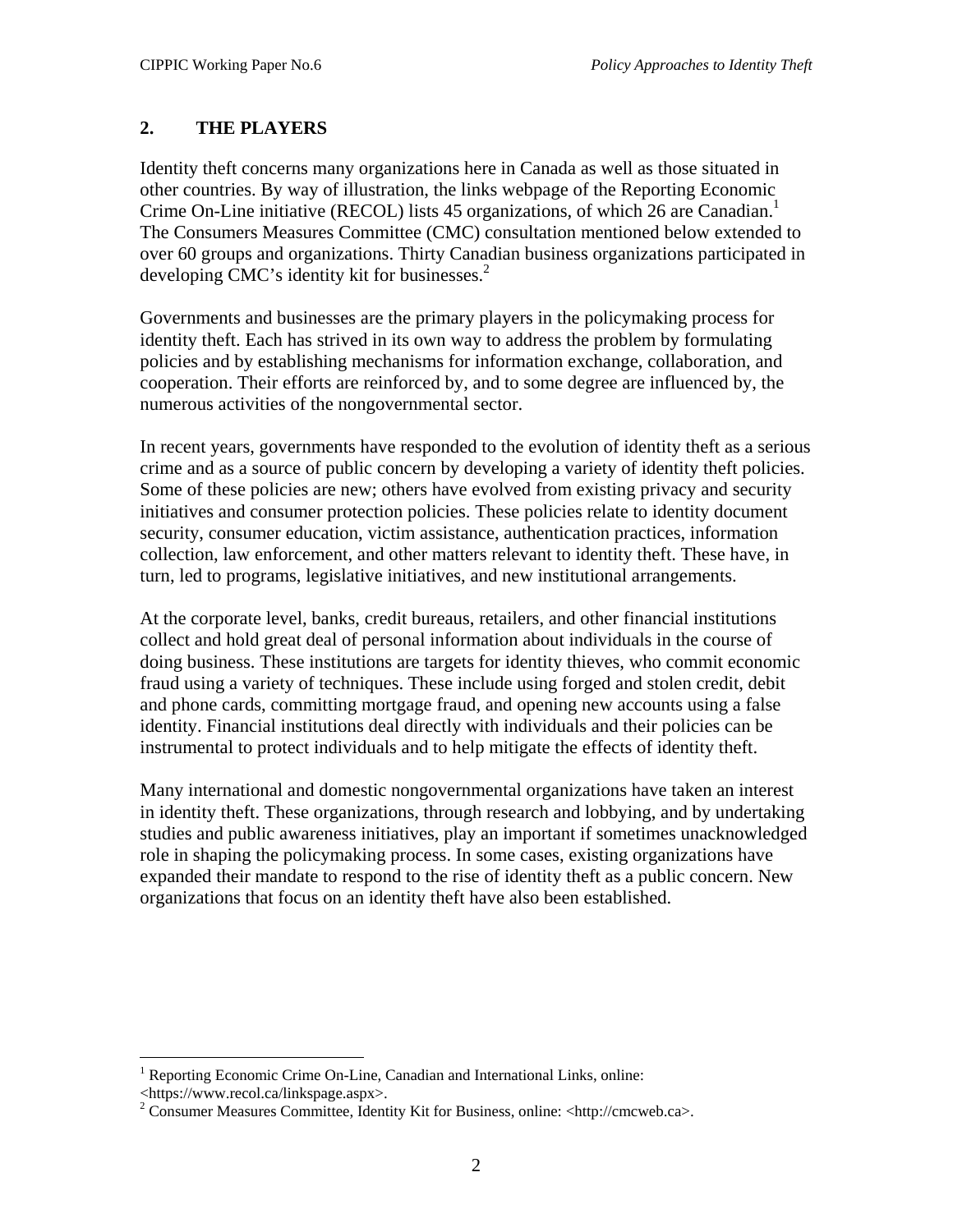## 2. THE PLAYERS

Identity theft concerns many organizations here in Canada as well as those situated in other countries. By way of illustration, the links webpage of the Reporting Economic Crime On-Line initiative (RECOL) lists 45 organizations, of which 26 are Canadian.[1] The Consumers Measures Committee (CMC) consultation mentioned below extended to over 60 groups and organizations. Thirty Canadian business organizations participated in developing CMC's identity kit for businesses.[2]

Governments and businesses are the primary players in the policymaking process for identity theft. Each has strived in its own way to address the problem by formulating policies and by establishing mechanisms for information exchange, collaboration, and cooperation. Their efforts are reinforced by, and to some degree are influenced by, the numerous activities of the nongovernmental sector.

In recent years, governments have responded to the evolution of identity theft as a serious crime and as a source of public concern by developing a variety of identity theft policies. Some of these policies are new; others have evolved from existing privacy and security initiatives and consumer protection policies. These policies relate to identity document security, consumer education, victim assistance, authentication practices, information collection, law enforcement, and other matters relevant to identity theft. These have, in turn, led to programs, legislative initiatives, and new institutional arrangements.

At the corporate level, banks, credit bureaus, retailers, and other financial institutions collect and hold great deal of personal information about individuals in the course of doing business. These institutions are targets for identity thieves, who commit economic fraud using a variety of techniques. These include using forged and stolen credit, debit and phone cards, committing mortgage fraud, and opening new accounts using a false identity. Financial institutions deal directly with individuals and their policies can be instrumental to protect individuals and to help mitigate the effects of identity theft.

Many international and domestic nongovernmental organizations have taken an interest in identity theft. These organizations, through research and lobbying, and by undertaking studies and public awareness initiatives, play an important if sometimes unacknowledged role in shaping the policymaking process. In some cases, existing organizations have expanded their mandate to respond to the rise of identity theft as a public concern. New organizations that focus on an identity theft have also been established.

---

[1] Reporting Economic Crime On-Line, Canadian and International Links, online: <https://www.recol.ca/linkspage.aspx>.

[2] Consumer Measures Committee, Identity Kit for Business, online: <http://cmcweb.ca>.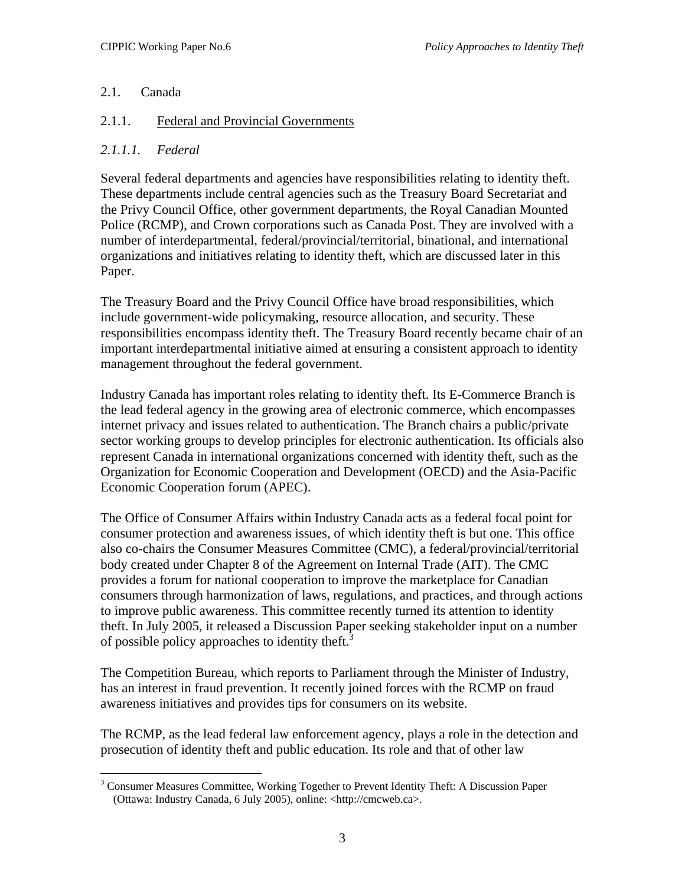## 2.1. Canada

### 2.1.1. Federal and Provincial Governments

#### *2.1.1.1. Federal*

Several federal departments and agencies have responsibilities relating to identity theft. These departments include central agencies such as the Treasury Board Secretariat and the Privy Council Office, other government departments, the Royal Canadian Mounted Police (RCMP), and Crown corporations such as Canada Post. They are involved with a number of interdepartmental, federal/provincial/territorial, binational, and international organizations and initiatives relating to identity theft, which are discussed later in this Paper.

The Treasury Board and the Privy Council Office have broad responsibilities, which include government-wide policymaking, resource allocation, and security. These responsibilities encompass identity theft. The Treasury Board recently became chair of an important interdepartmental initiative aimed at ensuring a consistent approach to identity management throughout the federal government.

Industry Canada has important roles relating to identity theft. Its E-Commerce Branch is the lead federal agency in the growing area of electronic commerce, which encompasses internet privacy and issues related to authentication. The Branch chairs a public/private sector working groups to develop principles for electronic authentication. Its officials also represent Canada in international organizations concerned with identity theft, such as the Organization for Economic Cooperation and Development (OECD) and the Asia-Pacific Economic Cooperation forum (APEC).

The Office of Consumer Affairs within Industry Canada acts as a federal focal point for consumer protection and awareness issues, of which identity theft is but one. This office also co-chairs the Consumer Measures Committee (CMC), a federal/provincial/territorial body created under Chapter 8 of the Agreement on Internal Trade (AIT). The CMC provides a forum for national cooperation to improve the marketplace for Canadian consumers through harmonization of laws, regulations, and practices, and through actions to improve public awareness. This committee recently turned its attention to identity theft. In July 2005, it released a Discussion Paper seeking stakeholder input on a number of possible policy approaches to identity theft.[3]

The Competition Bureau, which reports to Parliament through the Minister of Industry, has an interest in fraud prevention. It recently joined forces with the RCMP on fraud awareness initiatives and provides tips for consumers on its website.

The RCMP, as the lead federal law enforcement agency, plays a role in the detection and prosecution of identity theft and public education. Its role and that of other law

[3] Consumer Measures Committee, Working Together to Prevent Identity Theft: A Discussion Paper (Ottawa: Industry Canada, 6 July 2005), online: <http://cmcweb.ca>.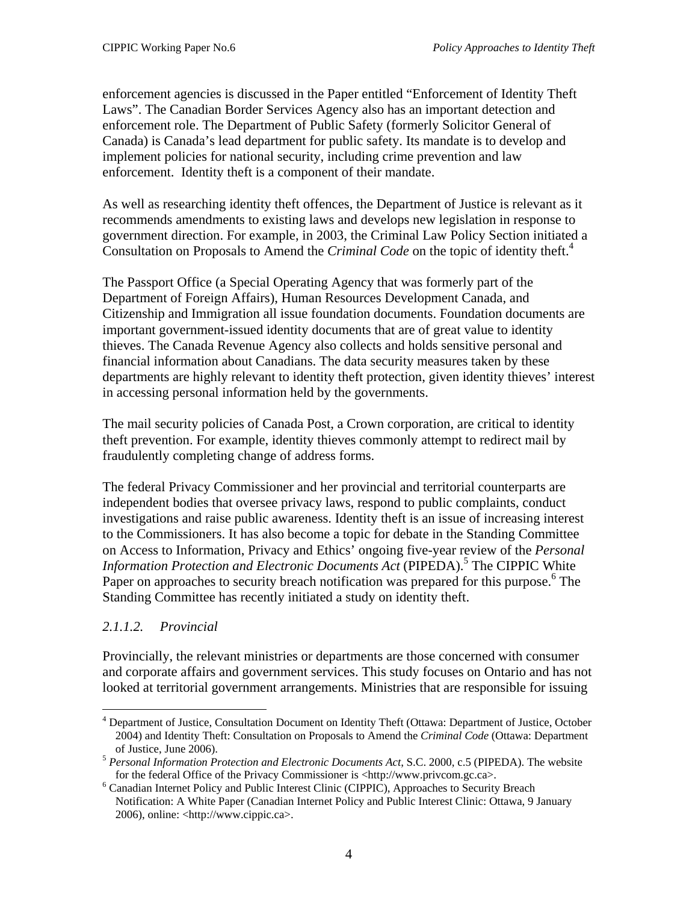enforcement agencies is discussed in the Paper entitled "Enforcement of Identity Theft Laws". The Canadian Border Services Agency also has an important detection and enforcement role. The Department of Public Safety (formerly Solicitor General of Canada) is Canada's lead department for public safety. Its mandate is to develop and implement policies for national security, including crime prevention and law enforcement. Identity theft is a component of their mandate.

As well as researching identity theft offences, the Department of Justice is relevant as it recommends amendments to existing laws and develops new legislation in response to government direction. For example, in 2003, the Criminal Law Policy Section initiated a Consultation on Proposals to Amend the *Criminal Code* on the topic of identity theft.[4]

The Passport Office (a Special Operating Agency that was formerly part of the Department of Foreign Affairs), Human Resources Development Canada, and Citizenship and Immigration all issue foundation documents. Foundation documents are important government-issued identity documents that are of great value to identity thieves. The Canada Revenue Agency also collects and holds sensitive personal and financial information about Canadians. The data security measures taken by these departments are highly relevant to identity theft protection, given identity thieves' interest in accessing personal information held by the governments.

The mail security policies of Canada Post, a Crown corporation, are critical to identity theft prevention. For example, identity thieves commonly attempt to redirect mail by fraudulently completing change of address forms.

The federal Privacy Commissioner and her provincial and territorial counterparts are independent bodies that oversee privacy laws, respond to public complaints, conduct investigations and raise public awareness. Identity theft is an issue of increasing interest to the Commissioners. It has also become a topic for debate in the Standing Committee on Access to Information, Privacy and Ethics' ongoing five-year review of the *Personal Information Protection and Electronic Documents Act* (PIPEDA).[5] The CIPPIC White Paper on approaches to security breach notification was prepared for this purpose.[6] The Standing Committee has recently initiated a study on identity theft.

### *2.1.1.2. Provincial*

Provincially, the relevant ministries or departments are those concerned with consumer and corporate affairs and government services. This study focuses on Ontario and has not looked at territorial government arrangements. Ministries that are responsible for issuing

---

[4] Department of Justice, Consultation Document on Identity Theft (Ottawa: Department of Justice, October 2004) and Identity Theft: Consultation on Proposals to Amend the *Criminal Code* (Ottawa: Department of Justice, June 2006).

[5] *Personal Information Protection and Electronic Documents Act*, S.C. 2000, c.5 (PIPEDA). The website for the federal Office of the Privacy Commissioner is <http://www.privcom.gc.ca>.

[6] Canadian Internet Policy and Public Interest Clinic (CIPPIC), Approaches to Security Breach Notification: A White Paper (Canadian Internet Policy and Public Interest Clinic: Ottawa, 9 January 2006), online: <http://www.cippic.ca>.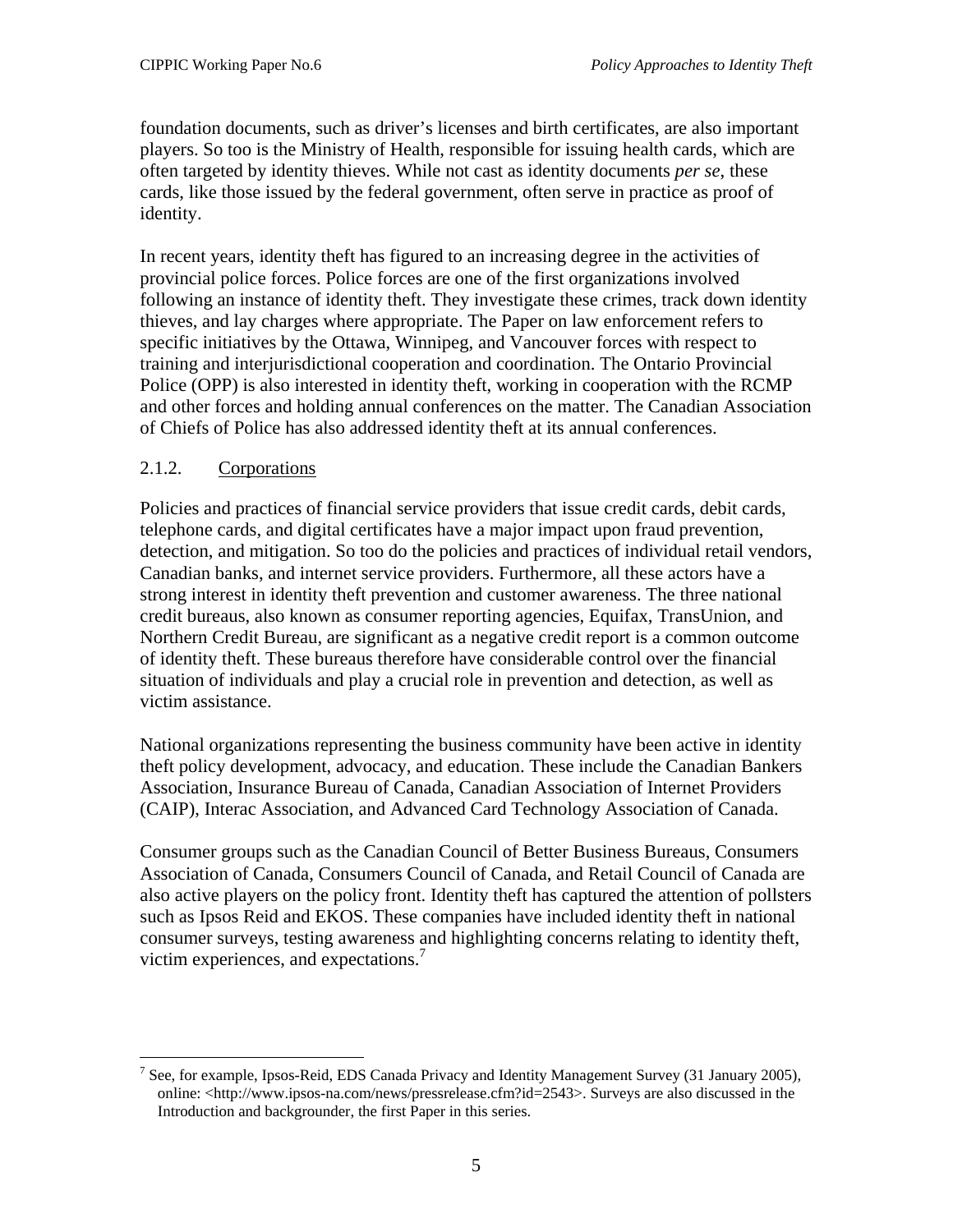foundation documents, such as driver's licenses and birth certificates, are also important players. So too is the Ministry of Health, responsible for issuing health cards, which are often targeted by identity thieves. While not cast as identity documents *per se*, these cards, like those issued by the federal government, often serve in practice as proof of identity.

In recent years, identity theft has figured to an increasing degree in the activities of provincial police forces. Police forces are one of the first organizations involved following an instance of identity theft. They investigate these crimes, track down identity thieves, and lay charges where appropriate. The Paper on law enforcement refers to specific initiatives by the Ottawa, Winnipeg, and Vancouver forces with respect to training and interjurisdictional cooperation and coordination. The Ontario Provincial Police (OPP) is also interested in identity theft, working in cooperation with the RCMP and other forces and holding annual conferences on the matter. The Canadian Association of Chiefs of Police has also addressed identity theft at its annual conferences.

#### 2.1.2. Corporations

Policies and practices of financial service providers that issue credit cards, debit cards, telephone cards, and digital certificates have a major impact upon fraud prevention, detection, and mitigation. So too do the policies and practices of individual retail vendors, Canadian banks, and internet service providers. Furthermore, all these actors have a strong interest in identity theft prevention and customer awareness. The three national credit bureaus, also known as consumer reporting agencies, Equifax, TransUnion, and Northern Credit Bureau, are significant as a negative credit report is a common outcome of identity theft. These bureaus therefore have considerable control over the financial situation of individuals and play a crucial role in prevention and detection, as well as victim assistance.

National organizations representing the business community have been active in identity theft policy development, advocacy, and education. These include the Canadian Bankers Association, Insurance Bureau of Canada, Canadian Association of Internet Providers (CAIP), Interac Association, and Advanced Card Technology Association of Canada.

Consumer groups such as the Canadian Council of Better Business Bureaus, Consumers Association of Canada, Consumers Council of Canada, and Retail Council of Canada are also active players on the policy front. Identity theft has captured the attention of pollsters such as Ipsos Reid and EKOS. These companies have included identity theft in national consumer surveys, testing awareness and highlighting concerns relating to identity theft, victim experiences, and expectations.[7]

---

[7] See, for example, Ipsos-Reid, EDS Canada Privacy and Identity Management Survey (31 January 2005), online: <http://www.ipsos-na.com/news/pressrelease.cfm?id=2543>. Surveys are also discussed in the Introduction and backgrounder, the first Paper in this series.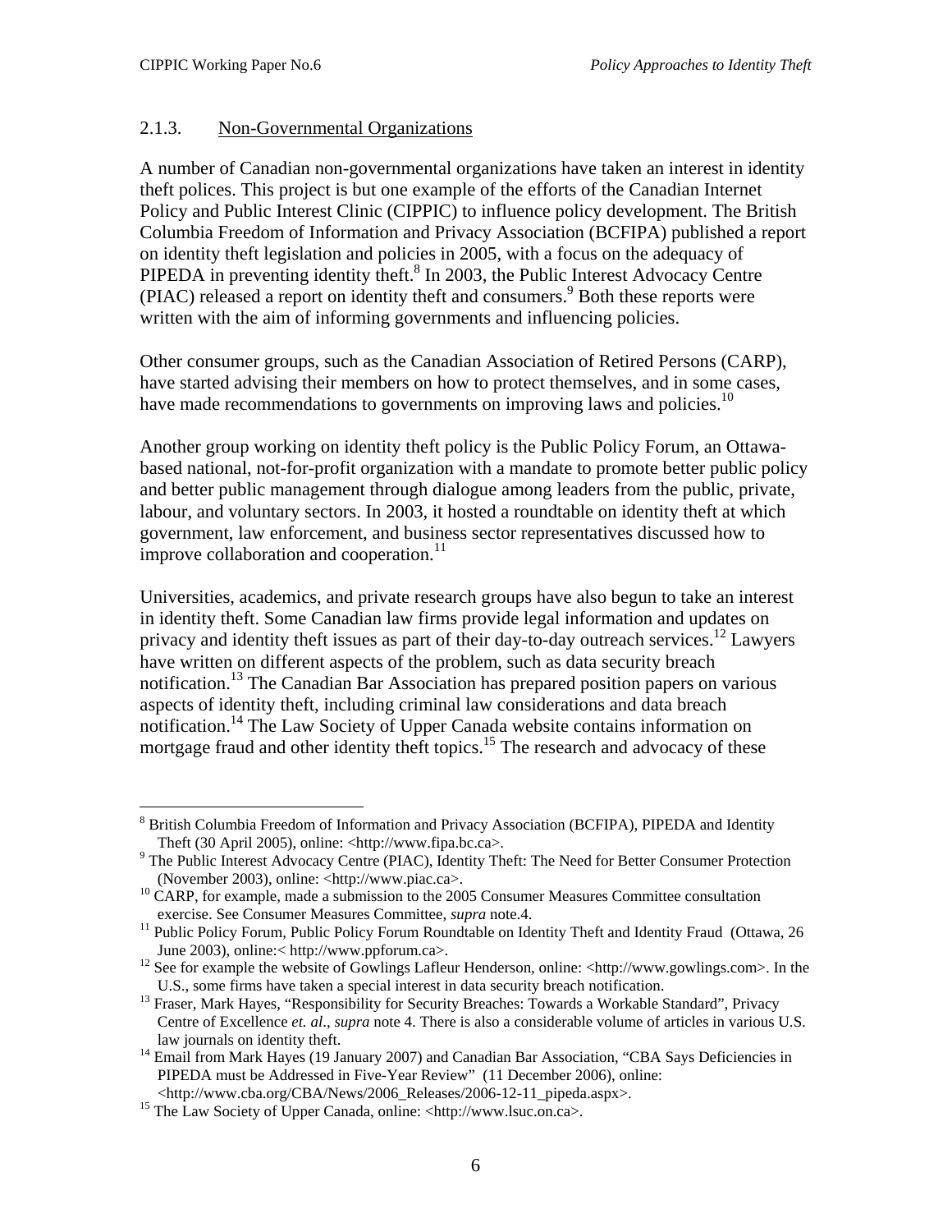### 2.1.3. Non-Governmental Organizations

A number of Canadian non-governmental organizations have taken an interest in identity theft polices. This project is but one example of the efforts of the Canadian Internet Policy and Public Interest Clinic (CIPPIC) to influence policy development. The British Columbia Freedom of Information and Privacy Association (BCFIPA) published a report on identity theft legislation and policies in 2005, with a focus on the adequacy of PIPEDA in preventing identity theft.[8] In 2003, the Public Interest Advocacy Centre (PIAC) released a report on identity theft and consumers.[9] Both these reports were written with the aim of informing governments and influencing policies.

Other consumer groups, such as the Canadian Association of Retired Persons (CARP), have started advising their members on how to protect themselves, and in some cases, have made recommendations to governments on improving laws and policies.[10]

Another group working on identity theft policy is the Public Policy Forum, an Ottawa-based national, not-for-profit organization with a mandate to promote better public policy and better public management through dialogue among leaders from the public, private, labour, and voluntary sectors. In 2003, it hosted a roundtable on identity theft at which government, law enforcement, and business sector representatives discussed how to improve collaboration and cooperation.[11]

Universities, academics, and private research groups have also begun to take an interest in identity theft. Some Canadian law firms provide legal information and updates on privacy and identity theft issues as part of their day-to-day outreach services.[12] Lawyers have written on different aspects of the problem, such as data security breach notification.[13] The Canadian Bar Association has prepared position papers on various aspects of identity theft, including criminal law considerations and data breach notification.[14] The Law Society of Upper Canada website contains information on mortgage fraud and other identity theft topics.[15] The research and advocacy of these

---

[8] British Columbia Freedom of Information and Privacy Association (BCFIPA), PIPEDA and Identity Theft (30 April 2005), online: <http://www.fipa.bc.ca>.

[9] The Public Interest Advocacy Centre (PIAC), Identity Theft: The Need for Better Consumer Protection (November 2003), online: <http://www.piac.ca>.

[10] CARP, for example, made a submission to the 2005 Consumer Measures Committee consultation exercise. See Consumer Measures Committee, *supra* note.4.

[11] Public Policy Forum, Public Policy Forum Roundtable on Identity Theft and Identity Fraud (Ottawa, 26 June 2003), online:< http://www.ppforum.ca>.

[12] See for example the website of Gowlings Lafleur Henderson, online: <http://www.gowlings.com>. In the U.S., some firms have taken a special interest in data security breach notification.

[13] Fraser, Mark Hayes, "Responsibility for Security Breaches: Towards a Workable Standard", Privacy Centre of Excellence *et. al*., *supra* note 4. There is also a considerable volume of articles in various U.S. law journals on identity theft.

[14] Email from Mark Hayes (19 January 2007) and Canadian Bar Association, "CBA Says Deficiencies in PIPEDA must be Addressed in Five-Year Review" (11 December 2006), online: <http://www.cba.org/CBA/News/2006_Releases/2006-12-11_pipeda.aspx>.

[15] The Law Society of Upper Canada, online: <http://www.lsuc.on.ca>.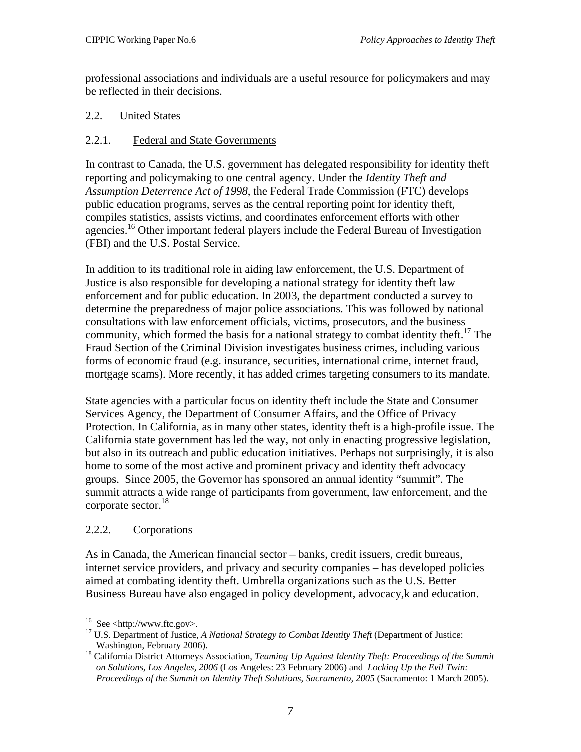professional associations and individuals are a useful resource for policymakers and may be reflected in their decisions.

## 2.2. United States

### 2.2.1. Federal and State Governments

In contrast to Canada, the U.S. government has delegated responsibility for identity theft reporting and policymaking to one central agency. Under the *Identity Theft and Assumption Deterrence Act of 1998*, the Federal Trade Commission (FTC) develops public education programs, serves as the central reporting point for identity theft, compiles statistics, assists victims, and coordinates enforcement efforts with other agencies.[16] Other important federal players include the Federal Bureau of Investigation (FBI) and the U.S. Postal Service.

In addition to its traditional role in aiding law enforcement, the U.S. Department of Justice is also responsible for developing a national strategy for identity theft law enforcement and for public education. In 2003, the department conducted a survey to determine the preparedness of major police associations. This was followed by national consultations with law enforcement officials, victims, prosecutors, and the business community, which formed the basis for a national strategy to combat identity theft.[17] The Fraud Section of the Criminal Division investigates business crimes, including various forms of economic fraud (e.g. insurance, securities, international crime, internet fraud, mortgage scams). More recently, it has added crimes targeting consumers to its mandate.

State agencies with a particular focus on identity theft include the State and Consumer Services Agency, the Department of Consumer Affairs, and the Office of Privacy Protection. In California, as in many other states, identity theft is a high-profile issue. The California state government has led the way, not only in enacting progressive legislation, but also in its outreach and public education initiatives. Perhaps not surprisingly, it is also home to some of the most active and prominent privacy and identity theft advocacy groups. Since 2005, the Governor has sponsored an annual identity "summit". The summit attracts a wide range of participants from government, law enforcement, and the corporate sector.[18]

### 2.2.2. Corporations

As in Canada, the American financial sector – banks, credit issuers, credit bureaus, internet service providers, and privacy and security companies – has developed policies aimed at combating identity theft. Umbrella organizations such as the U.S. Better Business Bureau have also engaged in policy development, advocacy,k and education.

---

[16] See <http://www.ftc.gov>.

[17] U.S. Department of Justice, *A National Strategy to Combat Identity Theft* (Department of Justice: Washington, February 2006).

[18] California District Attorneys Association, *Teaming Up Against Identity Theft: Proceedings of the Summit on Solutions, Los Angeles, 2006* (Los Angeles: 23 February 2006) and *Locking Up the Evil Twin: Proceedings of the Summit on Identity Theft Solutions, Sacramento, 2005* (Sacramento: 1 March 2005).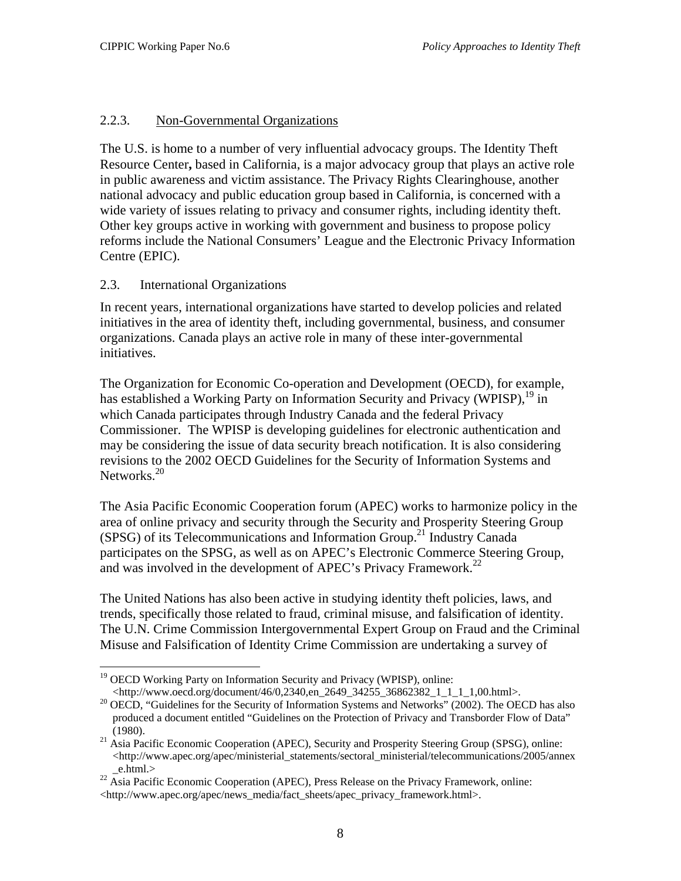### 2.2.3. Non-Governmental Organizations

The U.S. is home to a number of very influential advocacy groups. The Identity Theft Resource Center**,** based in California, is a major advocacy group that plays an active role in public awareness and victim assistance. The Privacy Rights Clearinghouse, another national advocacy and public education group based in California, is concerned with a wide variety of issues relating to privacy and consumer rights, including identity theft. Other key groups active in working with government and business to propose policy reforms include the National Consumers' League and the Electronic Privacy Information Centre (EPIC).

## 2.3. International Organizations

In recent years, international organizations have started to develop policies and related initiatives in the area of identity theft, including governmental, business, and consumer organizations. Canada plays an active role in many of these inter-governmental initiatives.

The Organization for Economic Co-operation and Development (OECD), for example, has established a Working Party on Information Security and Privacy (WPISP),[19] in which Canada participates through Industry Canada and the federal Privacy Commissioner. The WPISP is developing guidelines for electronic authentication and may be considering the issue of data security breach notification. It is also considering revisions to the 2002 OECD Guidelines for the Security of Information Systems and Networks.[20]

The Asia Pacific Economic Cooperation forum (APEC) works to harmonize policy in the area of online privacy and security through the Security and Prosperity Steering Group (SPSG) of its Telecommunications and Information Group.[21] Industry Canada participates on the SPSG, as well as on APEC's Electronic Commerce Steering Group, and was involved in the development of APEC's Privacy Framework.[22]

The United Nations has also been active in studying identity theft policies, laws, and trends, specifically those related to fraud, criminal misuse, and falsification of identity. The U.N. Crime Commission Intergovernmental Expert Group on Fraud and the Criminal Misuse and Falsification of Identity Crime Commission are undertaking a survey of

---

[19] OECD Working Party on Information Security and Privacy (WPISP), online: <http://www.oecd.org/document/46/0,2340,en_2649_34255_36862382_1_1_1_1,00.html>.

[20] OECD, "Guidelines for the Security of Information Systems and Networks" (2002). The OECD has also produced a document entitled "Guidelines on the Protection of Privacy and Transborder Flow of Data" (1980).

[21] Asia Pacific Economic Cooperation (APEC), Security and Prosperity Steering Group (SPSG), online: <http://www.apec.org/apec/ministerial_statements/sectoral_ministerial/telecommunications/2005/annex_e.html.>

[22] Asia Pacific Economic Cooperation (APEC), Press Release on the Privacy Framework, online: <http://www.apec.org/apec/news_media/fact_sheets/apec_privacy_framework.html>.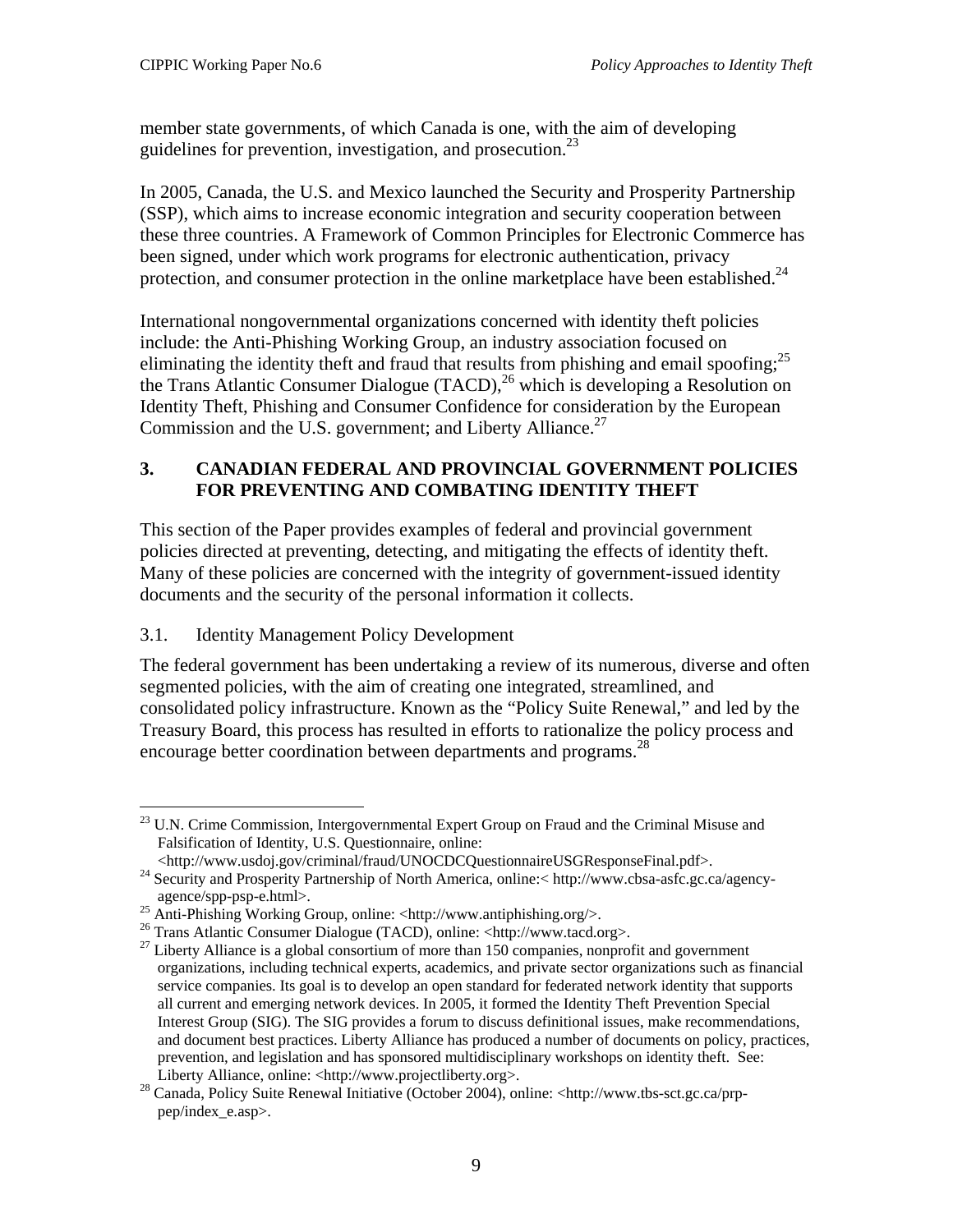member state governments, of which Canada is one, with the aim of developing guidelines for prevention, investigation, and prosecution.[23]

In 2005, Canada, the U.S. and Mexico launched the Security and Prosperity Partnership (SSP), which aims to increase economic integration and security cooperation between these three countries. A Framework of Common Principles for Electronic Commerce has been signed, under which work programs for electronic authentication, privacy protection, and consumer protection in the online marketplace have been established.[24]

International nongovernmental organizations concerned with identity theft policies include: the Anti-Phishing Working Group, an industry association focused on eliminating the identity theft and fraud that results from phishing and email spoofing;[25] the Trans Atlantic Consumer Dialogue (TACD),[26] which is developing a Resolution on Identity Theft, Phishing and Consumer Confidence for consideration by the European Commission and the U.S. government; and Liberty Alliance.[27]

## 3. CANADIAN FEDERAL AND PROVINCIAL GOVERNMENT POLICIES FOR PREVENTING AND COMBATING IDENTITY THEFT

This section of the Paper provides examples of federal and provincial government policies directed at preventing, detecting, and mitigating the effects of identity theft. Many of these policies are concerned with the integrity of government-issued identity documents and the security of the personal information it collects.

### 3.1. Identity Management Policy Development

The federal government has been undertaking a review of its numerous, diverse and often segmented policies, with the aim of creating one integrated, streamlined, and consolidated policy infrastructure. Known as the "Policy Suite Renewal," and led by the Treasury Board, this process has resulted in efforts to rationalize the policy process and encourage better coordination between departments and programs.[28]

---

[23] U.N. Crime Commission, Intergovernmental Expert Group on Fraud and the Criminal Misuse and Falsification of Identity, U.S. Questionnaire, online: <http://www.usdoj.gov/criminal/fraud/UNOCDCQuestionnaireUSGResponseFinal.pdf>.

[24] Security and Prosperity Partnership of North America, online:< http://www.cbsa-asfc.gc.ca/agency-agence/spp-psp-e.html>.

[25] Anti-Phishing Working Group, online: <http://www.antiphishing.org/>.

[26] Trans Atlantic Consumer Dialogue (TACD), online: <http://www.tacd.org>.

[27] Liberty Alliance is a global consortium of more than 150 companies, nonprofit and government organizations, including technical experts, academics, and private sector organizations such as financial service companies. Its goal is to develop an open standard for federated network identity that supports all current and emerging network devices. In 2005, it formed the Identity Theft Prevention Special Interest Group (SIG). The SIG provides a forum to discuss definitional issues, make recommendations, and document best practices. Liberty Alliance has produced a number of documents on policy, practices, prevention, and legislation and has sponsored multidisciplinary workshops on identity theft. See: Liberty Alliance, online: <http://www.projectliberty.org>.

[28] Canada, Policy Suite Renewal Initiative (October 2004), online: <http://www.tbs-sct.gc.ca/prp-pep/index_e.asp>.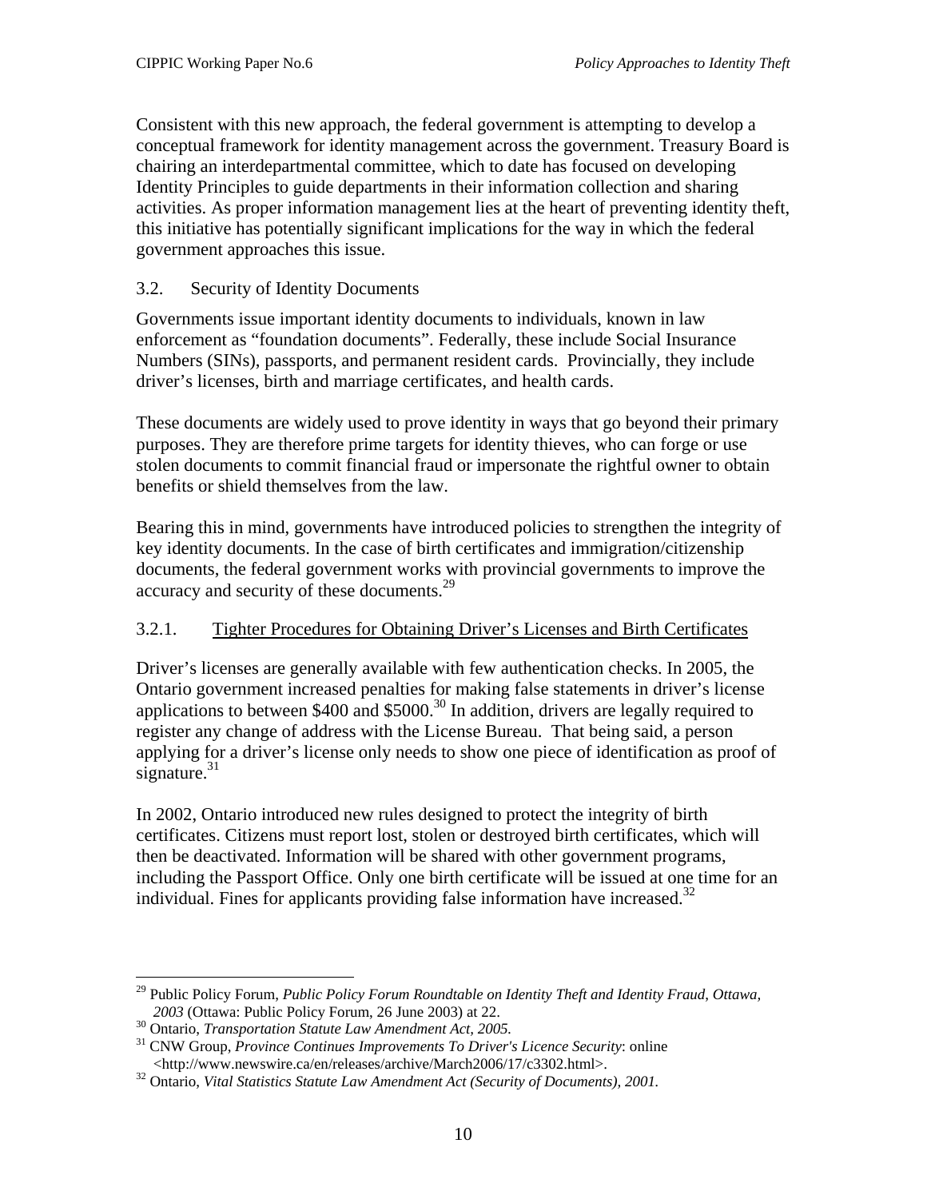Consistent with this new approach, the federal government is attempting to develop a conceptual framework for identity management across the government. Treasury Board is chairing an interdepartmental committee, which to date has focused on developing Identity Principles to guide departments in their information collection and sharing activities. As proper information management lies at the heart of preventing identity theft, this initiative has potentially significant implications for the way in which the federal government approaches this issue.

## 3.2. Security of Identity Documents

Governments issue important identity documents to individuals, known in law enforcement as "foundation documents". Federally, these include Social Insurance Numbers (SINs), passports, and permanent resident cards. Provincially, they include driver's licenses, birth and marriage certificates, and health cards.

These documents are widely used to prove identity in ways that go beyond their primary purposes. They are therefore prime targets for identity thieves, who can forge or use stolen documents to commit financial fraud or impersonate the rightful owner to obtain benefits or shield themselves from the law.

Bearing this in mind, governments have introduced policies to strengthen the integrity of key identity documents. In the case of birth certificates and immigration/citizenship documents, the federal government works with provincial governments to improve the accuracy and security of these documents.[29]

### 3.2.1. Tighter Procedures for Obtaining Driver's Licenses and Birth Certificates

Driver's licenses are generally available with few authentication checks. In 2005, the Ontario government increased penalties for making false statements in driver's license applications to between $400 and $5000.[30] In addition, drivers are legally required to register any change of address with the License Bureau. That being said, a person applying for a driver's license only needs to show one piece of identification as proof of signature.[31]

In 2002, Ontario introduced new rules designed to protect the integrity of birth certificates. Citizens must report lost, stolen or destroyed birth certificates, which will then be deactivated. Information will be shared with other government programs, including the Passport Office. Only one birth certificate will be issued at one time for an individual. Fines for applicants providing false information have increased.[32]

---

[29] Public Policy Forum, *Public Policy Forum Roundtable on Identity Theft and Identity Fraud, Ottawa, 2003* (Ottawa: Public Policy Forum, 26 June 2003) at 22.

[30] Ontario, *Transportation Statute Law Amendment Act, 2005.*

[31] CNW Group, *Province Continues Improvements To Driver's Licence Security*: online <http://www.newswire.ca/en/releases/archive/March2006/17/c3302.html>.

[32] Ontario, *Vital Statistics Statute Law Amendment Act (Security of Documents), 2001.*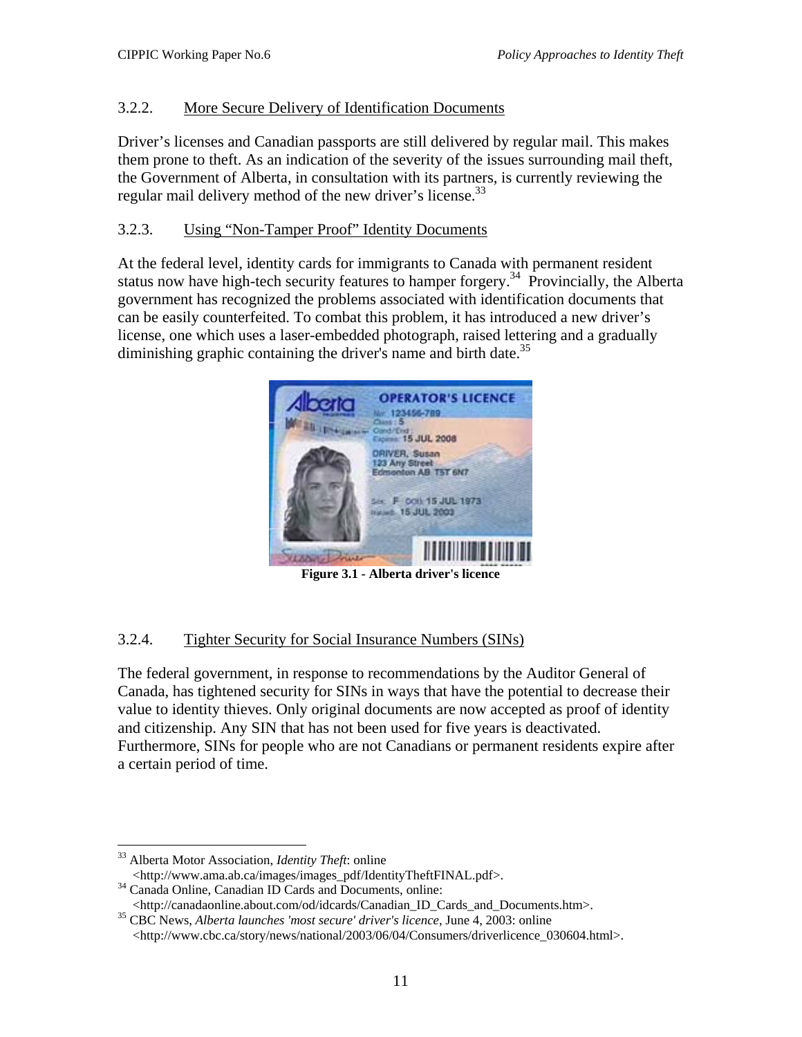### 3.2.2. More Secure Delivery of Identification Documents

Driver's licenses and Canadian passports are still delivered by regular mail. This makes them prone to theft. As an indication of the severity of the issues surrounding mail theft, the Government of Alberta, in consultation with its partners, is currently reviewing the regular mail delivery method of the new driver's license.[33]

### 3.2.3. Using "Non-Tamper Proof" Identity Documents

At the federal level, identity cards for immigrants to Canada with permanent resident status now have high-tech security features to hamper forgery.[34] Provincially, the Alberta government has recognized the problems associated with identification documents that can be easily counterfeited. To combat this problem, it has introduced a new driver's license, one which uses a laser-embedded photograph, raised lettering and a gradually diminishing graphic containing the driver's name and birth date.[35]

**Figure 3.1 - Alberta driver's licence**

### 3.2.4. Tighter Security for Social Insurance Numbers (SINs)

The federal government, in response to recommendations by the Auditor General of Canada, has tightened security for SINs in ways that have the potential to decrease their value to identity thieves. Only original documents are now accepted as proof of identity and citizenship. Any SIN that has not been used for five years is deactivated. Furthermore, SINs for people who are not Canadians or permanent residents expire after a certain period of time.

---

[33] Alberta Motor Association, *Identity Theft*: online <http://www.ama.ab.ca/images/images_pdf/IdentityTheftFINAL.pdf>.

[34] Canada Online, Canadian ID Cards and Documents, online: <http://canadaonline.about.com/od/idcards/Canadian_ID_Cards_and_Documents.htm>.

[35] CBC News, *Alberta launches 'most secure' driver's licence*, June 4, 2003: online <http://www.cbc.ca/story/news/national/2003/06/04/Consumers/driverlicence_030604.html>.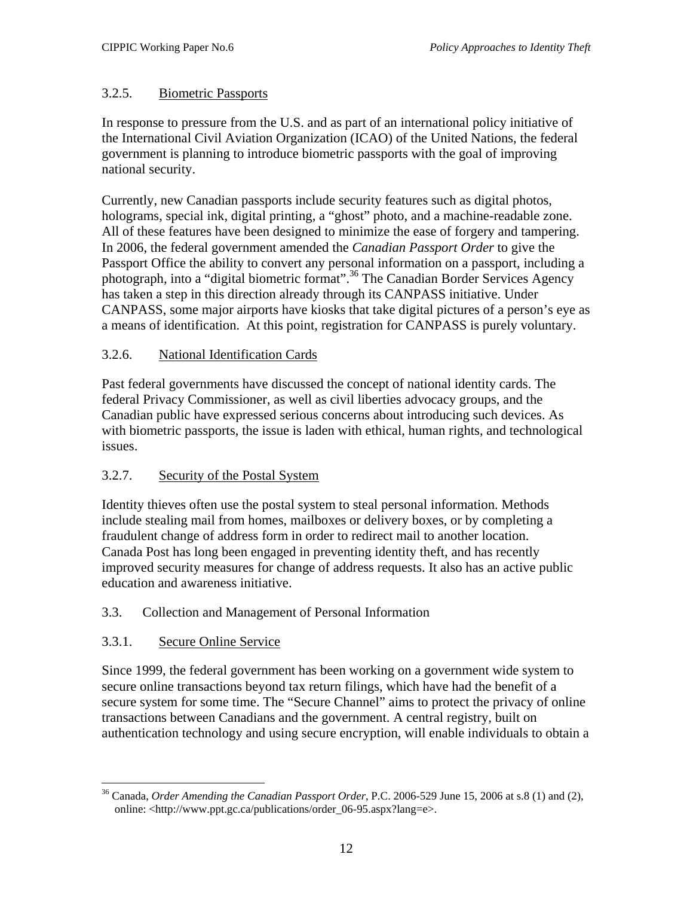#### 3.2.5. Biometric Passports

In response to pressure from the U.S. and as part of an international policy initiative of the International Civil Aviation Organization (ICAO) of the United Nations, the federal government is planning to introduce biometric passports with the goal of improving national security.

Currently, new Canadian passports include security features such as digital photos, holograms, special ink, digital printing, a "ghost" photo, and a machine-readable zone. All of these features have been designed to minimize the ease of forgery and tampering. In 2006, the federal government amended the *Canadian Passport Order* to give the Passport Office the ability to convert any personal information on a passport, including a photograph, into a "digital biometric format".[36] The Canadian Border Services Agency has taken a step in this direction already through its CANPASS initiative. Under CANPASS, some major airports have kiosks that take digital pictures of a person's eye as a means of identification. At this point, registration for CANPASS is purely voluntary.

#### 3.2.6. National Identification Cards

Past federal governments have discussed the concept of national identity cards. The federal Privacy Commissioner, as well as civil liberties advocacy groups, and the Canadian public have expressed serious concerns about introducing such devices. As with biometric passports, the issue is laden with ethical, human rights, and technological issues.

#### 3.2.7. Security of the Postal System

Identity thieves often use the postal system to steal personal information. Methods include stealing mail from homes, mailboxes or delivery boxes, or by completing a fraudulent change of address form in order to redirect mail to another location. Canada Post has long been engaged in preventing identity theft, and has recently improved security measures for change of address requests. It also has an active public education and awareness initiative.

### 3.3. Collection and Management of Personal Information

#### 3.3.1. Secure Online Service

Since 1999, the federal government has been working on a government wide system to secure online transactions beyond tax return filings, which have had the benefit of a secure system for some time. The "Secure Channel" aims to protect the privacy of online transactions between Canadians and the government. A central registry, built on authentication technology and using secure encryption, will enable individuals to obtain a

---

[36] Canada, *Order Amending the Canadian Passport Order*, P.C. 2006-529 June 15, 2006 at s.8 (1) and (2), online: <http://www.ppt.gc.ca/publications/order_06-95.aspx?lang=e>.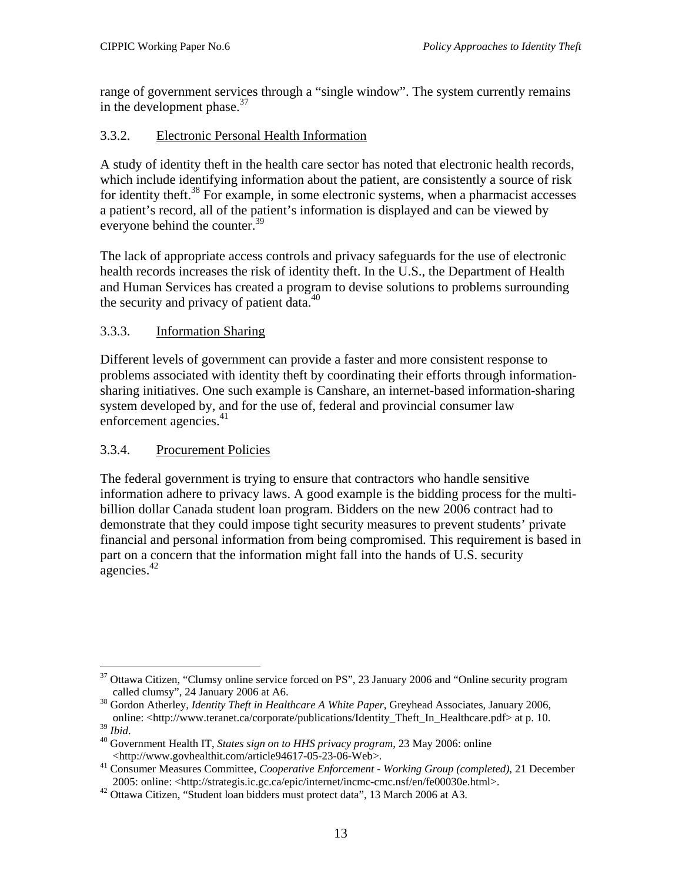range of government services through a "single window". The system currently remains in the development phase.[37]

### 3.3.2. Electronic Personal Health Information

A study of identity theft in the health care sector has noted that electronic health records, which include identifying information about the patient, are consistently a source of risk for identity theft.[38] For example, in some electronic systems, when a pharmacist accesses a patient's record, all of the patient's information is displayed and can be viewed by everyone behind the counter.[39]

The lack of appropriate access controls and privacy safeguards for the use of electronic health records increases the risk of identity theft. In the U.S., the Department of Health and Human Services has created a program to devise solutions to problems surrounding the security and privacy of patient data.[40]

### 3.3.3. Information Sharing

Different levels of government can provide a faster and more consistent response to problems associated with identity theft by coordinating their efforts through information-sharing initiatives. One such example is Canshare, an internet-based information-sharing system developed by, and for the use of, federal and provincial consumer law enforcement agencies.[41]

### 3.3.4. Procurement Policies

The federal government is trying to ensure that contractors who handle sensitive information adhere to privacy laws. A good example is the bidding process for the multi-billion dollar Canada student loan program. Bidders on the new 2006 contract had to demonstrate that they could impose tight security measures to prevent students' private financial and personal information from being compromised. This requirement is based in part on a concern that the information might fall into the hands of U.S. security agencies.[42]

---

[37] Ottawa Citizen, "Clumsy online service forced on PS", 23 January 2006 and "Online security program called clumsy", 24 January 2006 at A6.

[38] Gordon Atherley, *Identity Theft in Healthcare A White Paper*, Greyhead Associates, January 2006, online: <http://www.teranet.ca/corporate/publications/Identity_Theft_In_Healthcare.pdf> at p. 10.

[39] *Ibid*.

[40] Government Health IT, *States sign on to HHS privacy program*, 23 May 2006: online <http://www.govhealthit.com/article94617-05-23-06-Web>.

[41] Consumer Measures Committee, *Cooperative Enforcement - Working Group (completed)*, 21 December 2005: online: <http://strategis.ic.gc.ca/epic/internet/incmc-cmc.nsf/en/fe00030e.html>.

[42] Ottawa Citizen, "Student loan bidders must protect data", 13 March 2006 at A3.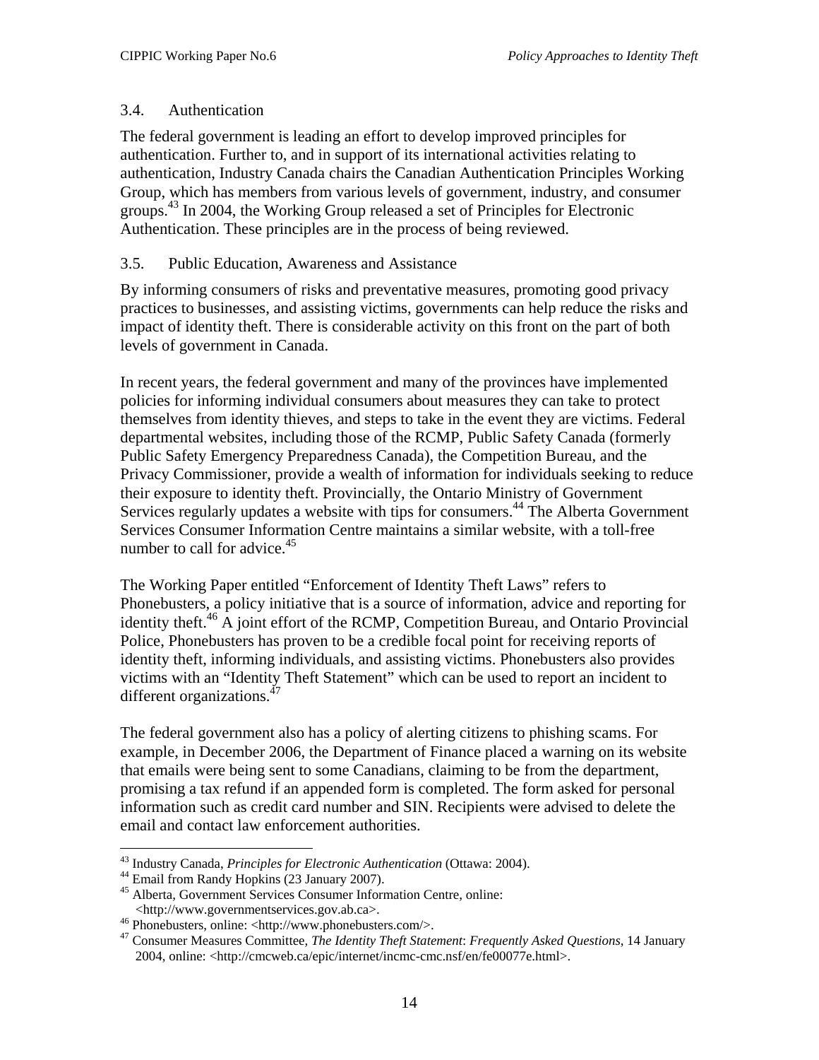### 3.4. Authentication

The federal government is leading an effort to develop improved principles for authentication. Further to, and in support of its international activities relating to authentication, Industry Canada chairs the Canadian Authentication Principles Working Group, which has members from various levels of government, industry, and consumer groups.[43] In 2004, the Working Group released a set of Principles for Electronic Authentication. These principles are in the process of being reviewed.

### 3.5. Public Education, Awareness and Assistance

By informing consumers of risks and preventative measures, promoting good privacy practices to businesses, and assisting victims, governments can help reduce the risks and impact of identity theft. There is considerable activity on this front on the part of both levels of government in Canada.

In recent years, the federal government and many of the provinces have implemented policies for informing individual consumers about measures they can take to protect themselves from identity thieves, and steps to take in the event they are victims. Federal departmental websites, including those of the RCMP, Public Safety Canada (formerly Public Safety Emergency Preparedness Canada), the Competition Bureau, and the Privacy Commissioner, provide a wealth of information for individuals seeking to reduce their exposure to identity theft. Provincially, the Ontario Ministry of Government Services regularly updates a website with tips for consumers.[44] The Alberta Government Services Consumer Information Centre maintains a similar website, with a toll-free number to call for advice.[45]

The Working Paper entitled "Enforcement of Identity Theft Laws" refers to Phonebusters, a policy initiative that is a source of information, advice and reporting for identity theft.[46] A joint effort of the RCMP, Competition Bureau, and Ontario Provincial Police, Phonebusters has proven to be a credible focal point for receiving reports of identity theft, informing individuals, and assisting victims. Phonebusters also provides victims with an "Identity Theft Statement" which can be used to report an incident to different organizations.[47]

The federal government also has a policy of alerting citizens to phishing scams. For example, in December 2006, the Department of Finance placed a warning on its website that emails were being sent to some Canadians, claiming to be from the department, promising a tax refund if an appended form is completed. The form asked for personal information such as credit card number and SIN. Recipients were advised to delete the email and contact law enforcement authorities.

---

[43] Industry Canada, *Principles for Electronic Authentication* (Ottawa: 2004).

[44] Email from Randy Hopkins (23 January 2007).

[45] Alberta, Government Services Consumer Information Centre, online: <http://www.governmentservices.gov.ab.ca>.

[46] Phonebusters, online: <http://www.phonebusters.com/>.

[47] Consumer Measures Committee, *The Identity Theft Statement*: *Frequently Asked Questions*, 14 January 2004, online: <http://cmcweb.ca/epic/internet/incmc-cmc.nsf/en/fe00077e.html>.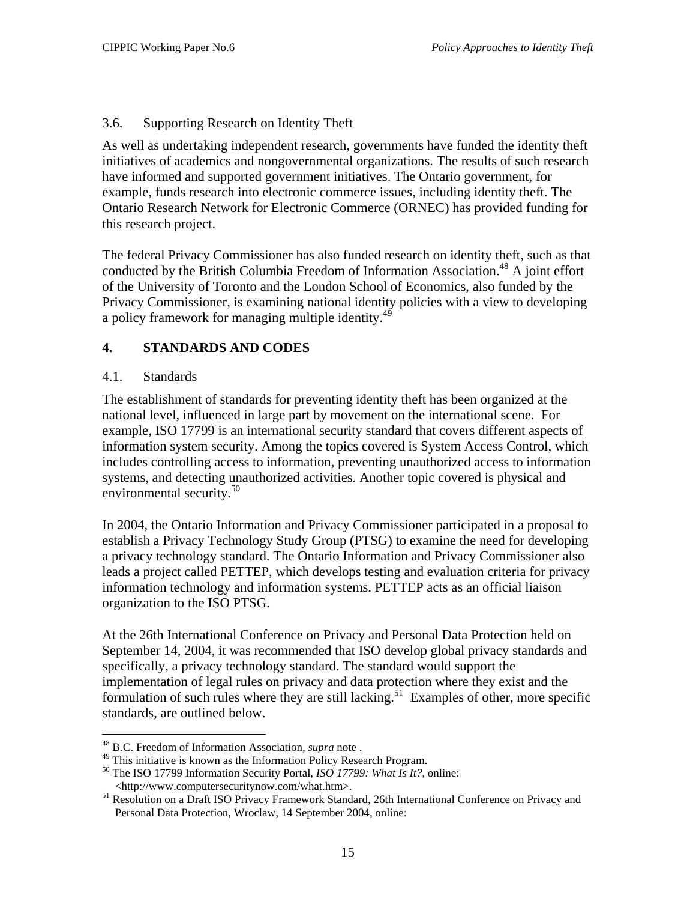### 3.6. Supporting Research on Identity Theft

As well as undertaking independent research, governments have funded the identity theft initiatives of academics and nongovernmental organizations. The results of such research have informed and supported government initiatives. The Ontario government, for example, funds research into electronic commerce issues, including identity theft. The Ontario Research Network for Electronic Commerce (ORNEC) has provided funding for this research project.

The federal Privacy Commissioner has also funded research on identity theft, such as that conducted by the British Columbia Freedom of Information Association.[48] A joint effort of the University of Toronto and the London School of Economics, also funded by the Privacy Commissioner, is examining national identity policies with a view to developing a policy framework for managing multiple identity.[49]

## 4. STANDARDS AND CODES

### 4.1. Standards

The establishment of standards for preventing identity theft has been organized at the national level, influenced in large part by movement on the international scene. For example, ISO 17799 is an international security standard that covers different aspects of information system security. Among the topics covered is System Access Control, which includes controlling access to information, preventing unauthorized access to information systems, and detecting unauthorized activities. Another topic covered is physical and environmental security.[50]

In 2004, the Ontario Information and Privacy Commissioner participated in a proposal to establish a Privacy Technology Study Group (PTSG) to examine the need for developing a privacy technology standard. The Ontario Information and Privacy Commissioner also leads a project called PETTEP, which develops testing and evaluation criteria for privacy information technology and information systems. PETTEP acts as an official liaison organization to the ISO PTSG.

At the 26th International Conference on Privacy and Personal Data Protection held on September 14, 2004, it was recommended that ISO develop global privacy standards and specifically, a privacy technology standard. The standard would support the implementation of legal rules on privacy and data protection where they exist and the formulation of such rules where they are still lacking.[51] Examples of other, more specific standards, are outlined below.

---

[48] B.C. Freedom of Information Association, *supra* note .

[49] This initiative is known as the Information Policy Research Program.

[50] The ISO 17799 Information Security Portal, *ISO 17799: What Is It?*, online: <http://www.computersecuritynow.com/what.htm>.

[51] Resolution on a Draft ISO Privacy Framework Standard, 26th International Conference on Privacy and Personal Data Protection, Wroclaw, 14 September 2004, online: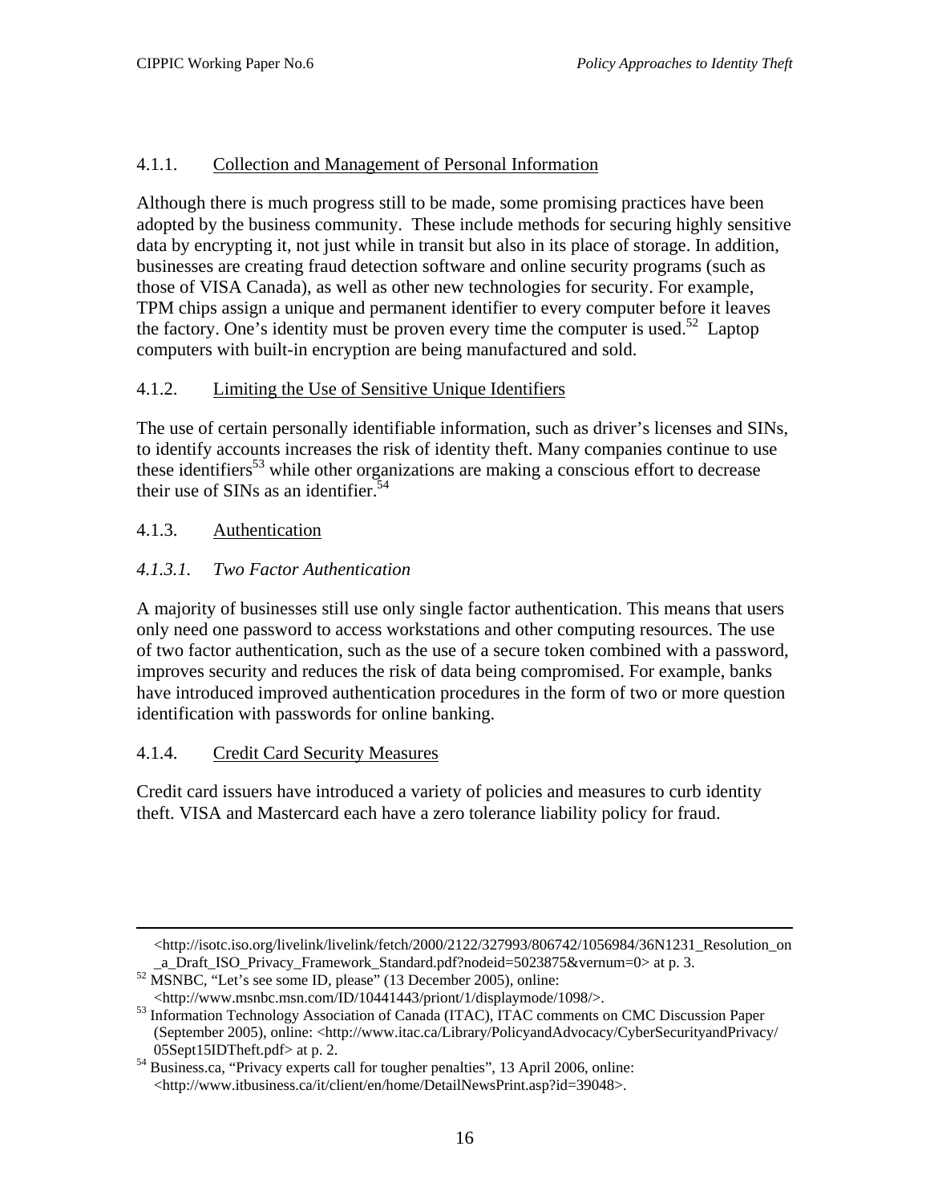#### 4.1.1. Collection and Management of Personal Information

Although there is much progress still to be made, some promising practices have been adopted by the business community. These include methods for securing highly sensitive data by encrypting it, not just while in transit but also in its place of storage. In addition, businesses are creating fraud detection software and online security programs (such as those of VISA Canada), as well as other new technologies for security. For example, TPM chips assign a unique and permanent identifier to every computer before it leaves the factory. One's identity must be proven every time the computer is used.[52] Laptop computers with built-in encryption are being manufactured and sold.

#### 4.1.2. Limiting the Use of Sensitive Unique Identifiers

The use of certain personally identifiable information, such as driver's licenses and SINs, to identify accounts increases the risk of identity theft. Many companies continue to use these identifiers[53] while other organizations are making a conscious effort to decrease their use of SINs as an identifier.[54]

#### 4.1.3. Authentication

##### *4.1.3.1. Two Factor Authentication*

A majority of businesses still use only single factor authentication. This means that users only need one password to access workstations and other computing resources. The use of two factor authentication, such as the use of a secure token combined with a password, improves security and reduces the risk of data being compromised. For example, banks have introduced improved authentication procedures in the form of two or more question identification with passwords for online banking.

#### 4.1.4. Credit Card Security Measures

Credit card issuers have introduced a variety of policies and measures to curb identity theft. VISA and Mastercard each have a zero tolerance liability policy for fraud.

---

<http://isotc.iso.org/livelink/livelink/fetch/2000/2122/327993/806742/1056984/36N1231_Resolution_on_a_Draft_ISO_Privacy_Framework_Standard.pdf?nodeid=5023875&vernum=0> at p. 3.

[52] MSNBC, "Let's see some ID, please" (13 December 2005), online: <http://www.msnbc.msn.com/ID/10441443/priont/1/displaymode/1098/>.

[53] Information Technology Association of Canada (ITAC), ITAC comments on CMC Discussion Paper (September 2005), online: <http://www.itac.ca/Library/PolicyandAdvocacy/CyberSecurityandPrivacy/05Sept15IDTheft.pdf> at p. 2.

[54] Business.ca, "Privacy experts call for tougher penalties", 13 April 2006, online: <http://www.itbusiness.ca/it/client/en/home/DetailNewsPrint.asp?id=39048>.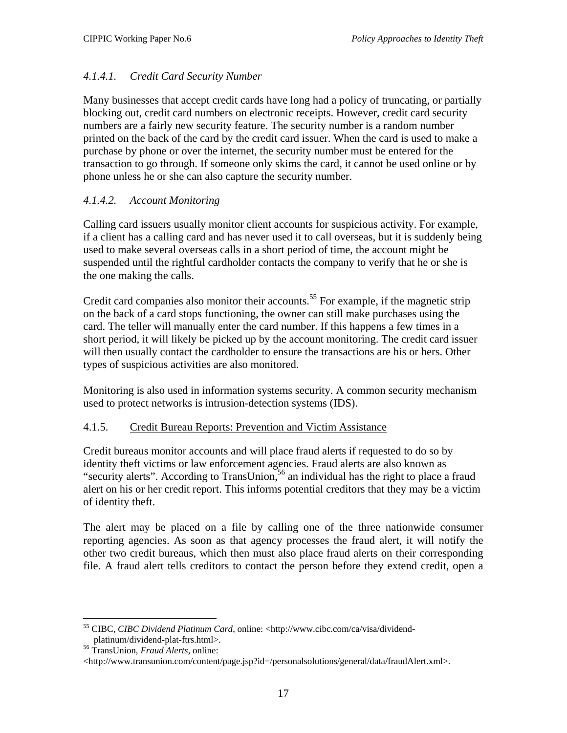#### *4.1.4.1. Credit Card Security Number*

Many businesses that accept credit cards have long had a policy of truncating, or partially blocking out, credit card numbers on electronic receipts. However, credit card security numbers are a fairly new security feature. The security number is a random number printed on the back of the card by the credit card issuer. When the card is used to make a purchase by phone or over the internet, the security number must be entered for the transaction to go through. If someone only skims the card, it cannot be used online or by phone unless he or she can also capture the security number.

#### *4.1.4.2. Account Monitoring*

Calling card issuers usually monitor client accounts for suspicious activity. For example, if a client has a calling card and has never used it to call overseas, but it is suddenly being used to make several overseas calls in a short period of time, the account might be suspended until the rightful cardholder contacts the company to verify that he or she is the one making the calls.

Credit card companies also monitor their accounts.[55] For example, if the magnetic strip on the back of a card stops functioning, the owner can still make purchases using the card. The teller will manually enter the card number. If this happens a few times in a short period, it will likely be picked up by the account monitoring. The credit card issuer will then usually contact the cardholder to ensure the transactions are his or hers. Other types of suspicious activities are also monitored.

Monitoring is also used in information systems security. A common security mechanism used to protect networks is intrusion-detection systems (IDS).

### 4.1.5. <u>Credit Bureau Reports: Prevention and Victim Assistance</u>

Credit bureaus monitor accounts and will place fraud alerts if requested to do so by identity theft victims or law enforcement agencies. Fraud alerts are also known as "security alerts". According to TransUnion,[56] an individual has the right to place a fraud alert on his or her credit report. This informs potential creditors that they may be a victim of identity theft.

The alert may be placed on a file by calling one of the three nationwide consumer reporting agencies. As soon as that agency processes the fraud alert, it will notify the other two credit bureaus, which then must also place fraud alerts on their corresponding file. A fraud alert tells creditors to contact the person before they extend credit, open a

---

[55] CIBC, *CIBC Dividend Platinum Card*, online: <http://www.cibc.com/ca/visa/dividend-platinum/dividend-plat-ftrs.html>.

[56] TransUnion, *Fraud Alerts*, online: <http://www.transunion.com/content/page.jsp?id=/personalsolutions/general/data/fraudAlert.xml>.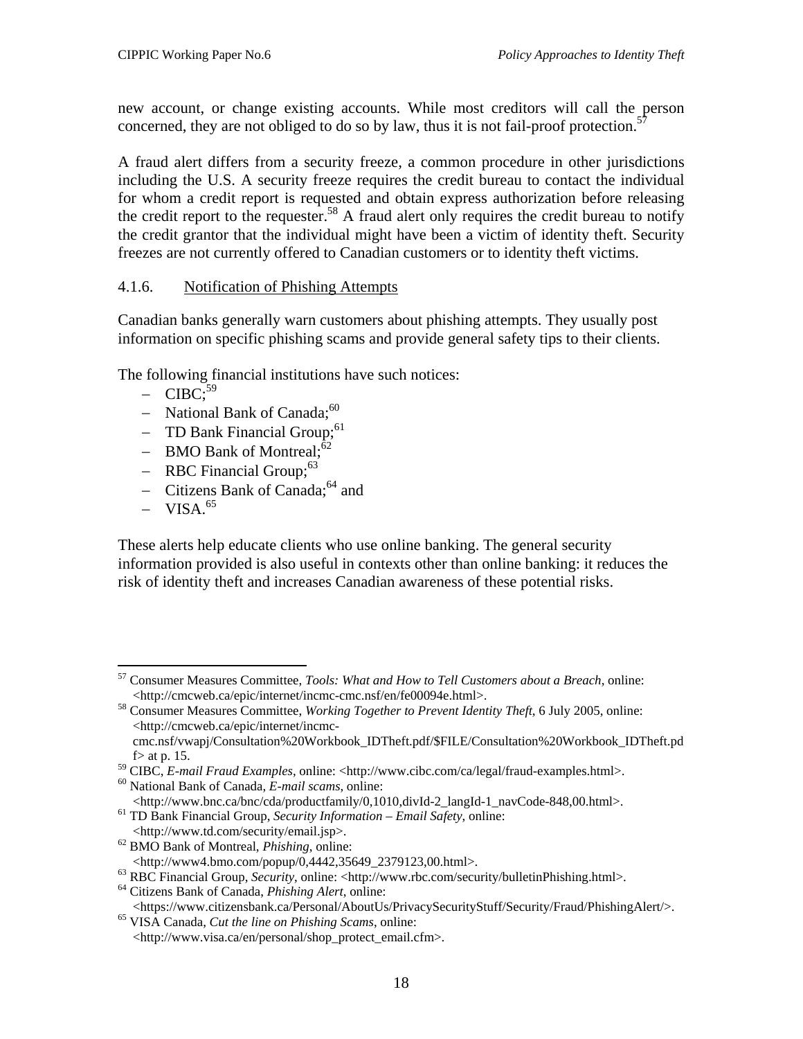new account, or change existing accounts. While most creditors will call the person concerned, they are not obliged to do so by law, thus it is not fail-proof protection.[57]

A fraud alert differs from a security freeze, a common procedure in other jurisdictions including the U.S. A security freeze requires the credit bureau to contact the individual for whom a credit report is requested and obtain express authorization before releasing the credit report to the requester.[58] A fraud alert only requires the credit bureau to notify the credit grantor that the individual might have been a victim of identity theft. Security freezes are not currently offered to Canadian customers or to identity theft victims.

### 4.1.6. Notification of Phishing Attempts

Canadian banks generally warn customers about phishing attempts. They usually post information on specific phishing scams and provide general safety tips to their clients.

The following financial institutions have such notices:

- CIBC;[59]
- National Bank of Canada;[60]
- TD Bank Financial Group;[61]
- BMO Bank of Montreal;[62]
- RBC Financial Group;[63]
- Citizens Bank of Canada;[64] and
- VISA.[65]

These alerts help educate clients who use online banking. The general security information provided is also useful in contexts other than online banking: it reduces the risk of identity theft and increases Canadian awareness of these potential risks.

---

[57] Consumer Measures Committee, *Tools: What and How to Tell Customers about a Breach*, online: <http://cmcweb.ca/epic/internet/incmc-cmc.nsf/en/fe00094e.html>.

[58] Consumer Measures Committee, *Working Together to Prevent Identity Theft*, 6 July 2005, online: <http://cmcweb.ca/epic/internet/incmc-cmc.nsf/vwapj/Consultation%20Workbook_IDTheft.pdf/$FILE/Consultation%20Workbook_IDTheft.pdf> at p. 15.

[59] CIBC, *E-mail Fraud Examples*, online: <http://www.cibc.com/ca/legal/fraud-examples.html>.

[60] National Bank of Canada, *E-mail scams*, online: <http://www.bnc.ca/bnc/cda/productfamily/0,1010,divId-2_langId-1_navCode-848,00.html>.

[61] TD Bank Financial Group, *Security Information – Email Safety*, online: <http://www.td.com/security/email.jsp>.

[62] BMO Bank of Montreal, *Phishing*, online: <http://www4.bmo.com/popup/0,4442,35649_2379123,00.html>.

[63] RBC Financial Group, *Security*, online: <http://www.rbc.com/security/bulletinPhishing.html>.

[64] Citizens Bank of Canada, *Phishing Alert*, online: <https://www.citizensbank.ca/Personal/AboutUs/PrivacySecurityStuff/Security/Fraud/PhishingAlert/>.

[65] VISA Canada, *Cut the line on Phishing Scams*, online: <http://www.visa.ca/en/personal/shop_protect_email.cfm>.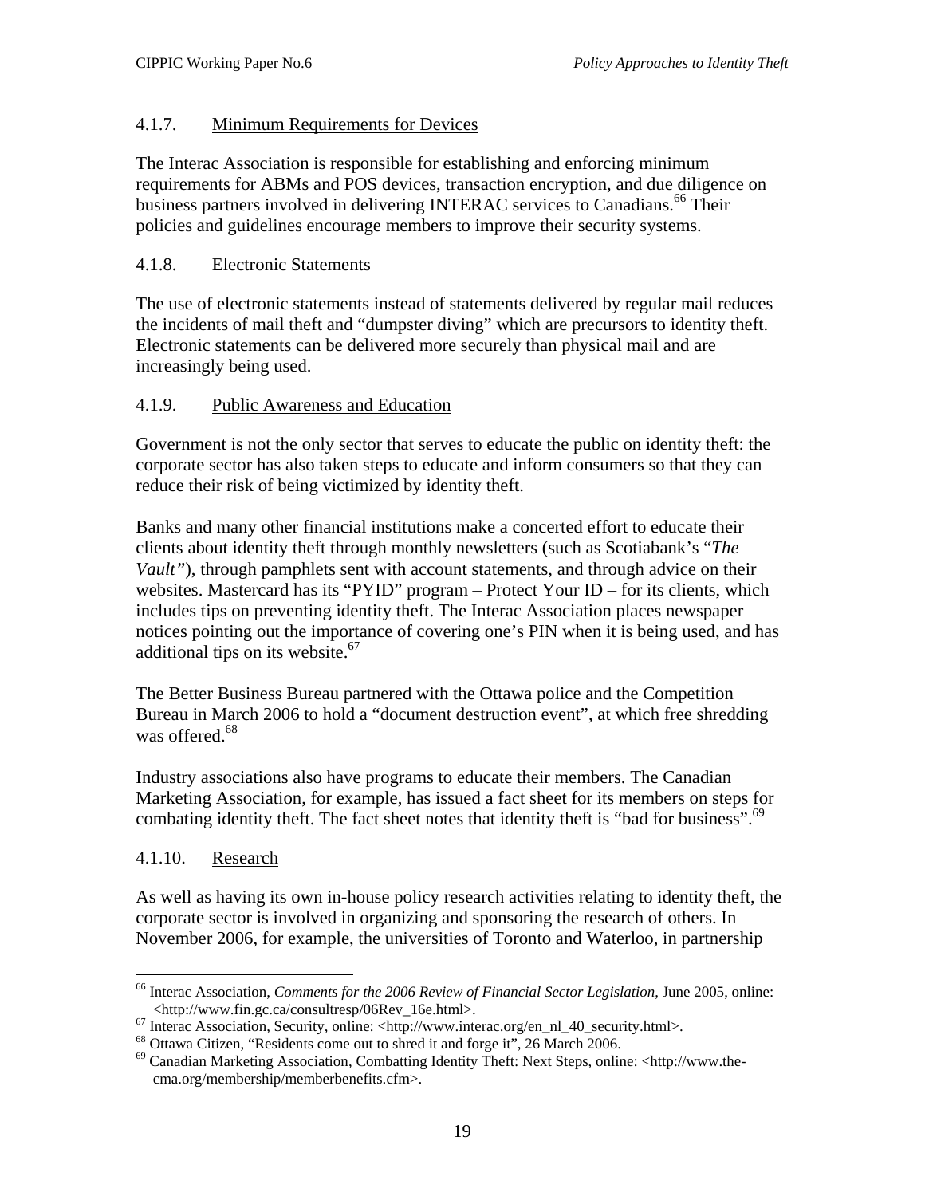### 4.1.7. Minimum Requirements for Devices

The Interac Association is responsible for establishing and enforcing minimum requirements for ABMs and POS devices, transaction encryption, and due diligence on business partners involved in delivering INTERAC services to Canadians.[66] Their policies and guidelines encourage members to improve their security systems.

### 4.1.8. Electronic Statements

The use of electronic statements instead of statements delivered by regular mail reduces the incidents of mail theft and "dumpster diving" which are precursors to identity theft. Electronic statements can be delivered more securely than physical mail and are increasingly being used.

### 4.1.9. Public Awareness and Education

Government is not the only sector that serves to educate the public on identity theft: the corporate sector has also taken steps to educate and inform consumers so that they can reduce their risk of being victimized by identity theft.

Banks and many other financial institutions make a concerted effort to educate their clients about identity theft through monthly newsletters (such as Scotiabank's "*The Vault*"), through pamphlets sent with account statements, and through advice on their websites. Mastercard has its "PYID" program – Protect Your ID – for its clients, which includes tips on preventing identity theft. The Interac Association places newspaper notices pointing out the importance of covering one's PIN when it is being used, and has additional tips on its website.[67]

The Better Business Bureau partnered with the Ottawa police and the Competition Bureau in March 2006 to hold a "document destruction event", at which free shredding was offered.[68]

Industry associations also have programs to educate their members. The Canadian Marketing Association, for example, has issued a fact sheet for its members on steps for combating identity theft. The fact sheet notes that identity theft is "bad for business".[69]

### 4.1.10. Research

As well as having its own in-house policy research activities relating to identity theft, the corporate sector is involved in organizing and sponsoring the research of others. In November 2006, for example, the universities of Toronto and Waterloo, in partnership

---

[66] Interac Association, *Comments for the 2006 Review of Financial Sector Legislation*, June 2005, online: <http://www.fin.gc.ca/consultresp/06Rev_16e.html>.

[67] Interac Association, Security, online: <http://www.interac.org/en_nl_40_security.html>.

[68] Ottawa Citizen, "Residents come out to shred it and forge it", 26 March 2006.

[69] Canadian Marketing Association, Combatting Identity Theft: Next Steps, online: <http://www.the-cma.org/membership/memberbenefits.cfm>.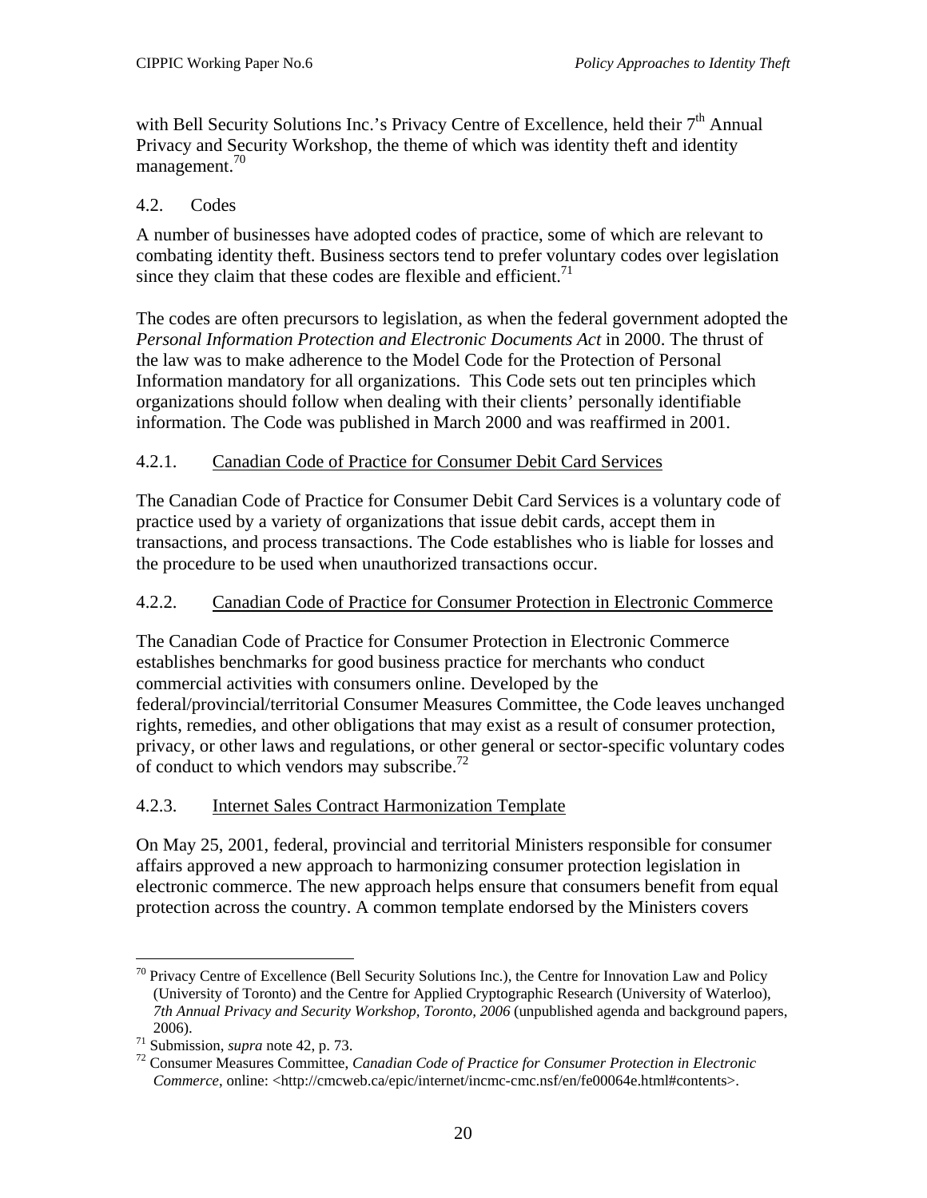with Bell Security Solutions Inc.'s Privacy Centre of Excellence, held their 7th Annual Privacy and Security Workshop, the theme of which was identity theft and identity management.[70]

### 4.2. Codes

A number of businesses have adopted codes of practice, some of which are relevant to combating identity theft. Business sectors tend to prefer voluntary codes over legislation since they claim that these codes are flexible and efficient.[71]

The codes are often precursors to legislation, as when the federal government adopted the *Personal Information Protection and Electronic Documents Act* in 2000. The thrust of the law was to make adherence to the Model Code for the Protection of Personal Information mandatory for all organizations. This Code sets out ten principles which organizations should follow when dealing with their clients' personally identifiable information. The Code was published in March 2000 and was reaffirmed in 2001.

#### 4.2.1. Canadian Code of Practice for Consumer Debit Card Services

The Canadian Code of Practice for Consumer Debit Card Services is a voluntary code of practice used by a variety of organizations that issue debit cards, accept them in transactions, and process transactions. The Code establishes who is liable for losses and the procedure to be used when unauthorized transactions occur.

#### 4.2.2. Canadian Code of Practice for Consumer Protection in Electronic Commerce

The Canadian Code of Practice for Consumer Protection in Electronic Commerce establishes benchmarks for good business practice for merchants who conduct commercial activities with consumers online. Developed by the federal/provincial/territorial Consumer Measures Committee, the Code leaves unchanged rights, remedies, and other obligations that may exist as a result of consumer protection, privacy, or other laws and regulations, or other general or sector-specific voluntary codes of conduct to which vendors may subscribe.[72]

#### 4.2.3. Internet Sales Contract Harmonization Template

On May 25, 2001, federal, provincial and territorial Ministers responsible for consumer affairs approved a new approach to harmonizing consumer protection legislation in electronic commerce. The new approach helps ensure that consumers benefit from equal protection across the country. A common template endorsed by the Ministers covers

---

[70] Privacy Centre of Excellence (Bell Security Solutions Inc.), the Centre for Innovation Law and Policy (University of Toronto) and the Centre for Applied Cryptographic Research (University of Waterloo), *7th Annual Privacy and Security Workshop, Toronto, 2006* (unpublished agenda and background papers, 2006).

[71] Submission, *supra* note 42, p. 73.

[72] Consumer Measures Committee, *Canadian Code of Practice for Consumer Protection in Electronic Commerce*, online: <http://cmcweb.ca/epic/internet/incmc-cmc.nsf/en/fe00064e.html#contents>.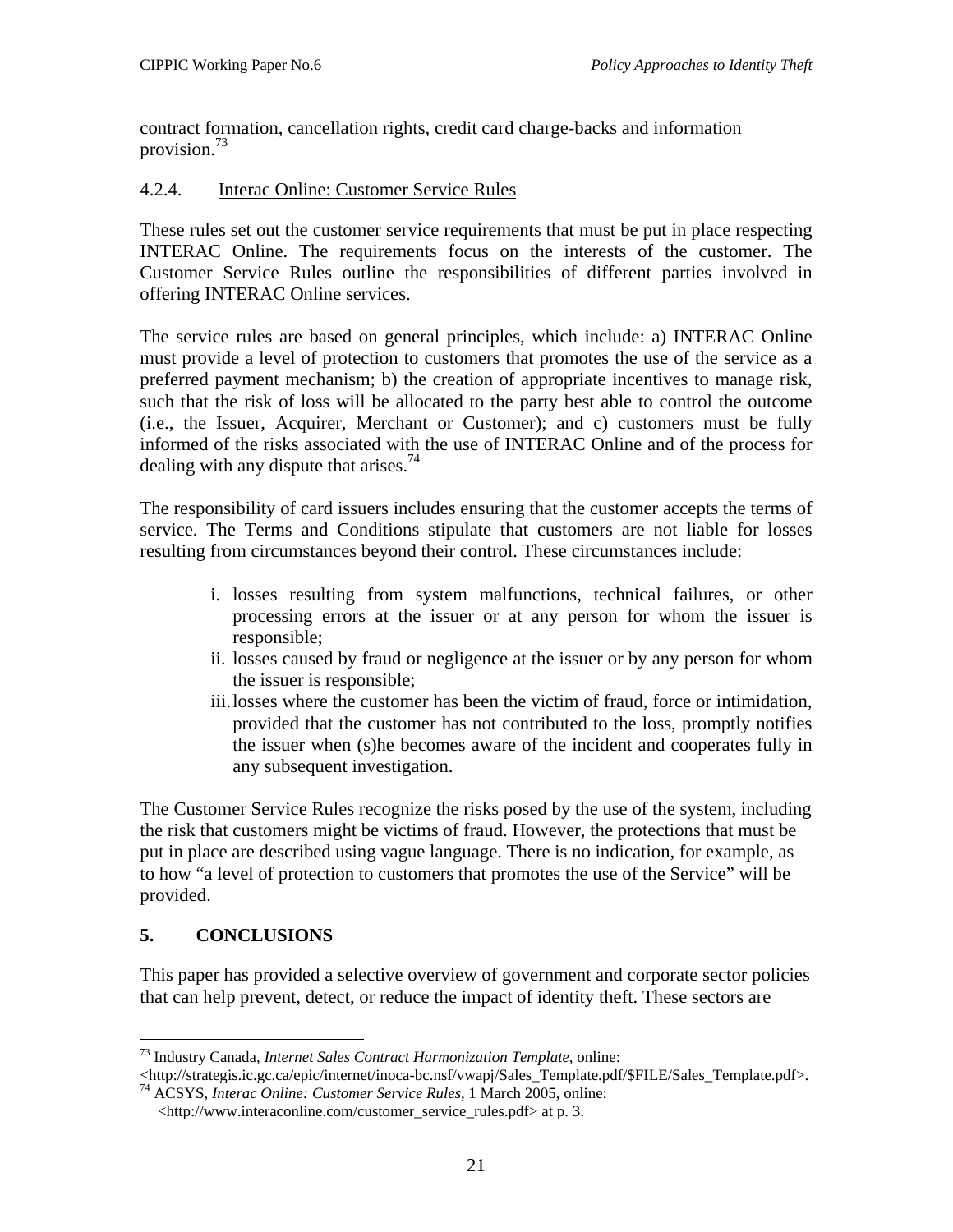contract formation, cancellation rights, credit card charge-backs and information provision.[73]

#### 4.2.4. Interac Online: Customer Service Rules

These rules set out the customer service requirements that must be put in place respecting INTERAC Online. The requirements focus on the interests of the customer. The Customer Service Rules outline the responsibilities of different parties involved in offering INTERAC Online services.

The service rules are based on general principles, which include: a) INTERAC Online must provide a level of protection to customers that promotes the use of the service as a preferred payment mechanism; b) the creation of appropriate incentives to manage risk, such that the risk of loss will be allocated to the party best able to control the outcome (i.e., the Issuer, Acquirer, Merchant or Customer); and c) customers must be fully informed of the risks associated with the use of INTERAC Online and of the process for dealing with any dispute that arises.[74]

The responsibility of card issuers includes ensuring that the customer accepts the terms of service. The Terms and Conditions stipulate that customers are not liable for losses resulting from circumstances beyond their control. These circumstances include:

i. losses resulting from system malfunctions, technical failures, or other processing errors at the issuer or at any person for whom the issuer is responsible;
ii. losses caused by fraud or negligence at the issuer or by any person for whom the issuer is responsible;
iii. losses where the customer has been the victim of fraud, force or intimidation, provided that the customer has not contributed to the loss, promptly notifies the issuer when (s)he becomes aware of the incident and cooperates fully in any subsequent investigation.

The Customer Service Rules recognize the risks posed by the use of the system, including the risk that customers might be victims of fraud. However, the protections that must be put in place are described using vague language. There is no indication, for example, as to how "a level of protection to customers that promotes the use of the Service" will be provided.

## 5. CONCLUSIONS

This paper has provided a selective overview of government and corporate sector policies that can help prevent, detect, or reduce the impact of identity theft. These sectors are

---

[73] Industry Canada, *Internet Sales Contract Harmonization Template*, online: <http://strategis.ic.gc.ca/epic/internet/inoca-bc.nsf/vwapj/Sales_Template.pdf/$FILE/Sales_Template.pdf>.

[74] ACSYS, *Interac Online: Customer Service Rules*, 1 March 2005, online: <http://www.interaconline.com/customer_service_rules.pdf> at p. 3.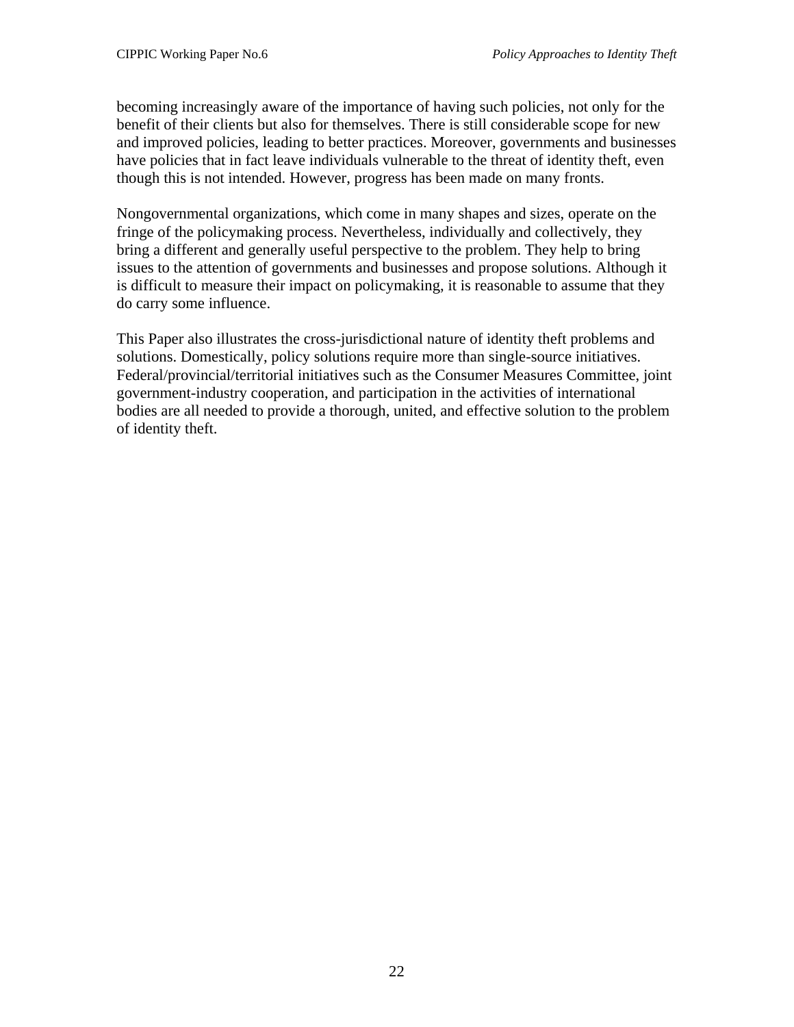becoming increasingly aware of the importance of having such policies, not only for the benefit of their clients but also for themselves. There is still considerable scope for new and improved policies, leading to better practices. Moreover, governments and businesses have policies that in fact leave individuals vulnerable to the threat of identity theft, even though this is not intended. However, progress has been made on many fronts.

Nongovernmental organizations, which come in many shapes and sizes, operate on the fringe of the policymaking process. Nevertheless, individually and collectively, they bring a different and generally useful perspective to the problem. They help to bring issues to the attention of governments and businesses and propose solutions. Although it is difficult to measure their impact on policymaking, it is reasonable to assume that they do carry some influence.

This Paper also illustrates the cross-jurisdictional nature of identity theft problems and solutions. Domestically, policy solutions require more than single-source initiatives. Federal/provincial/territorial initiatives such as the Consumer Measures Committee, joint government-industry cooperation, and participation in the activities of international bodies are all needed to provide a thorough, united, and effective solution to the problem of identity theft.